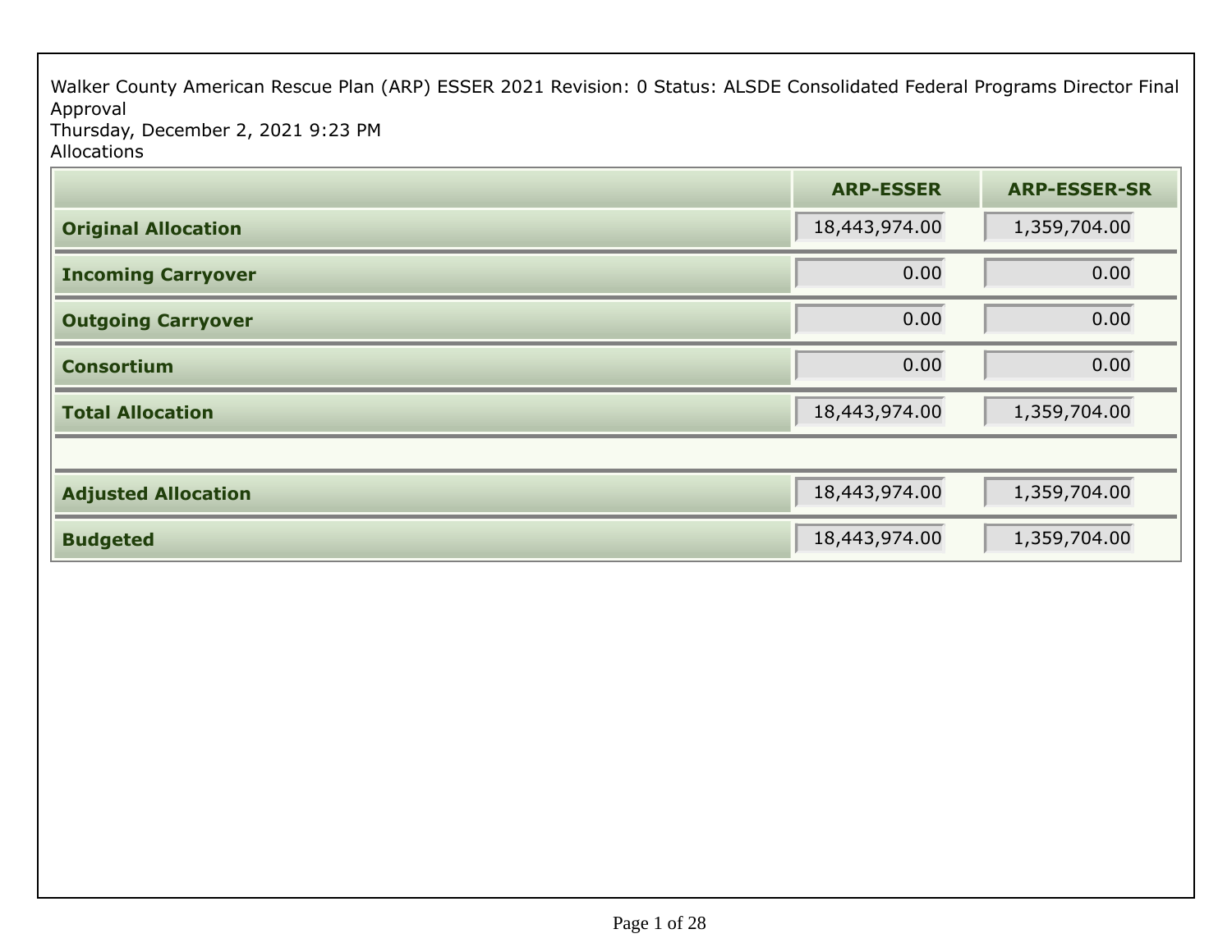Walker County American Rescue Plan (ARP) ESSER 2021 Revision: 0 Status: ALSDE Consolidated Federal Programs Director Final Approval
Thursday, December 2, 2021 9:23 PM
Allocations

| | ARP-ESSER | ARP-ESSER-SR |
| --- | --- | --- |
| **Original Allocation** | 18,443,974.00 | 1,359,704.00 |
| **Incoming Carryover** | 0.00 | 0.00 |
| **Outgoing Carryover** | 0.00 | 0.00 |
| **Consortium** | 0.00 | 0.00 |
| **Total Allocation** | 18,443,974.00 | 1,359,704.00 |
| | | |
| **Adjusted Allocation** | 18,443,974.00 | 1,359,704.00 |
| **Budgeted** | 18,443,974.00 | 1,359,704.00 |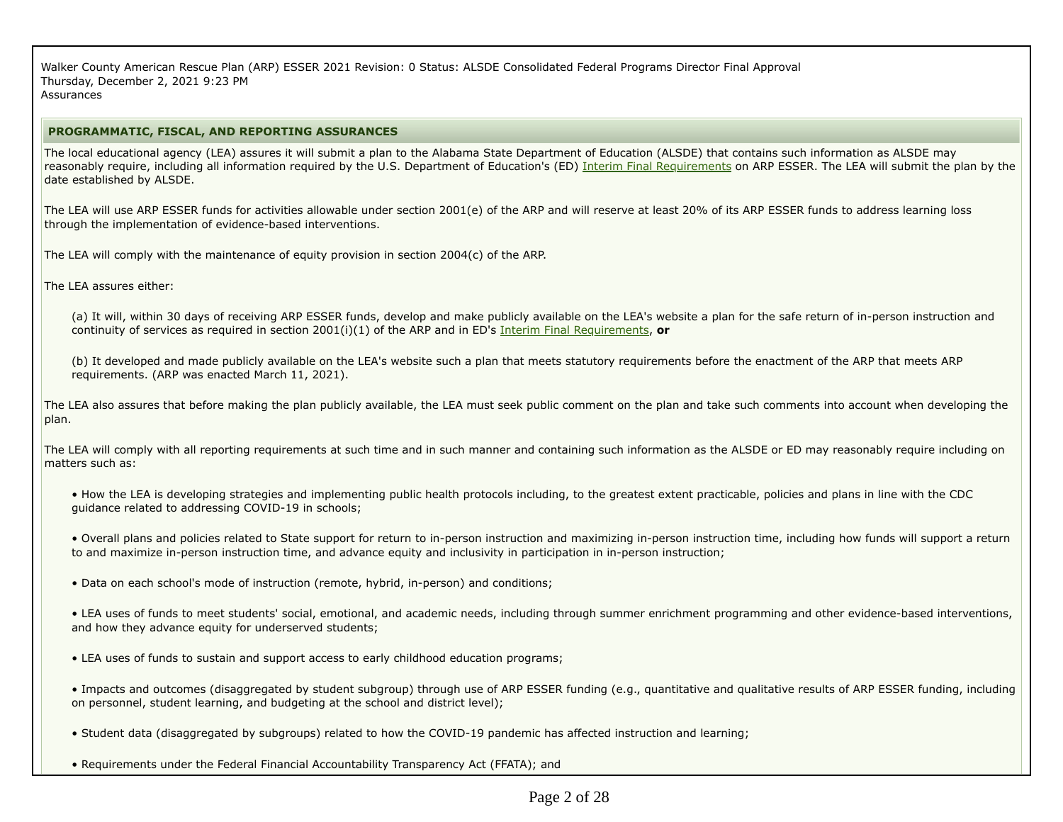Walker County American Rescue Plan (ARP) ESSER 2021 Revision: 0 Status: ALSDE Consolidated Federal Programs Director Final Approval
Thursday, December 2, 2021 9:23 PM
Assurances

## PROGRAMMATIC, FISCAL, AND REPORTING ASSURANCES

The local educational agency (LEA) assures it will submit a plan to the Alabama State Department of Education (ALSDE) that contains such information as ALSDE may reasonably require, including all information required by the U.S. Department of Education's (ED) Interim Final Requirements on ARP ESSER. The LEA will submit the plan by the date established by ALSDE.

The LEA will use ARP ESSER funds for activities allowable under section 2001(e) of the ARP and will reserve at least 20% of its ARP ESSER funds to address learning loss through the implementation of evidence-based interventions.

The LEA will comply with the maintenance of equity provision in section 2004(c) of the ARP.

The LEA assures either:

(a) It will, within 30 days of receiving ARP ESSER funds, develop and make publicly available on the LEA's website a plan for the safe return of in-person instruction and continuity of services as required in section 2001(i)(1) of the ARP and in ED's Interim Final Requirements, **or**

(b) It developed and made publicly available on the LEA's website such a plan that meets statutory requirements before the enactment of the ARP that meets ARP requirements. (ARP was enacted March 11, 2021).

The LEA also assures that before making the plan publicly available, the LEA must seek public comment on the plan and take such comments into account when developing the plan.

The LEA will comply with all reporting requirements at such time and in such manner and containing such information as the ALSDE or ED may reasonably require including on matters such as:

- How the LEA is developing strategies and implementing public health protocols including, to the greatest extent practicable, policies and plans in line with the CDC guidance related to addressing COVID-19 in schools;
- Overall plans and policies related to State support for return to in-person instruction and maximizing in-person instruction time, including how funds will support a return to and maximize in-person instruction time, and advance equity and inclusivity in participation in in-person instruction;
- Data on each school's mode of instruction (remote, hybrid, in-person) and conditions;
- LEA uses of funds to meet students' social, emotional, and academic needs, including through summer enrichment programming and other evidence-based interventions, and how they advance equity for underserved students;
- LEA uses of funds to sustain and support access to early childhood education programs;
- Impacts and outcomes (disaggregated by student subgroup) through use of ARP ESSER funding (e.g., quantitative and qualitative results of ARP ESSER funding, including on personnel, student learning, and budgeting at the school and district level);
- Student data (disaggregated by subgroups) related to how the COVID-19 pandemic has affected instruction and learning;
- Requirements under the Federal Financial Accountability Transparency Act (FFATA); and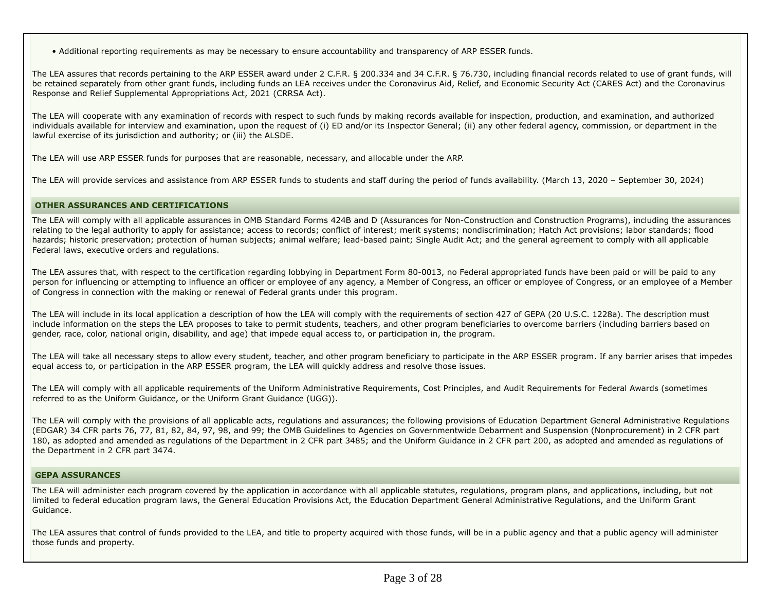- Additional reporting requirements as may be necessary to ensure accountability and transparency of ARP ESSER funds.

The LEA assures that records pertaining to the ARP ESSER award under 2 C.F.R. § 200.334 and 34 C.F.R. § 76.730, including financial records related to use of grant funds, will be retained separately from other grant funds, including funds an LEA receives under the Coronavirus Aid, Relief, and Economic Security Act (CARES Act) and the Coronavirus Response and Relief Supplemental Appropriations Act, 2021 (CRRSA Act).

The LEA will cooperate with any examination of records with respect to such funds by making records available for inspection, production, and examination, and authorized individuals available for interview and examination, upon the request of (i) ED and/or its Inspector General; (ii) any other federal agency, commission, or department in the lawful exercise of its jurisdiction and authority; or (iii) the ALSDE.

The LEA will use ARP ESSER funds for purposes that are reasonable, necessary, and allocable under the ARP.

The LEA will provide services and assistance from ARP ESSER funds to students and staff during the period of funds availability. (March 13, 2020 – September 30, 2024)

## OTHER ASSURANCES AND CERTIFICATIONS

The LEA will comply with all applicable assurances in OMB Standard Forms 424B and D (Assurances for Non-Construction and Construction Programs), including the assurances relating to the legal authority to apply for assistance; access to records; conflict of interest; merit systems; nondiscrimination; Hatch Act provisions; labor standards; flood hazards; historic preservation; protection of human subjects; animal welfare; lead-based paint; Single Audit Act; and the general agreement to comply with all applicable Federal laws, executive orders and regulations.

The LEA assures that, with respect to the certification regarding lobbying in Department Form 80-0013, no Federal appropriated funds have been paid or will be paid to any person for influencing or attempting to influence an officer or employee of any agency, a Member of Congress, an officer or employee of Congress, or an employee of a Member of Congress in connection with the making or renewal of Federal grants under this program.

The LEA will include in its local application a description of how the LEA will comply with the requirements of section 427 of GEPA (20 U.S.C. 1228a). The description must include information on the steps the LEA proposes to take to permit students, teachers, and other program beneficiaries to overcome barriers (including barriers based on gender, race, color, national origin, disability, and age) that impede equal access to, or participation in, the program.

The LEA will take all necessary steps to allow every student, teacher, and other program beneficiary to participate in the ARP ESSER program. If any barrier arises that impedes equal access to, or participation in the ARP ESSER program, the LEA will quickly address and resolve those issues.

The LEA will comply with all applicable requirements of the Uniform Administrative Requirements, Cost Principles, and Audit Requirements for Federal Awards (sometimes referred to as the Uniform Guidance, or the Uniform Grant Guidance (UGG)).

The LEA will comply with the provisions of all applicable acts, regulations and assurances; the following provisions of Education Department General Administrative Regulations (EDGAR) 34 CFR parts 76, 77, 81, 82, 84, 97, 98, and 99; the OMB Guidelines to Agencies on Governmentwide Debarment and Suspension (Nonprocurement) in 2 CFR part 180, as adopted and amended as regulations of the Department in 2 CFR part 3485; and the Uniform Guidance in 2 CFR part 200, as adopted and amended as regulations of the Department in 2 CFR part 3474.

## GEPA ASSURANCES

The LEA will administer each program covered by the application in accordance with all applicable statutes, regulations, program plans, and applications, including, but not limited to federal education program laws, the General Education Provisions Act, the Education Department General Administrative Regulations, and the Uniform Grant Guidance.

The LEA assures that control of funds provided to the LEA, and title to property acquired with those funds, will be in a public agency and that a public agency will administer those funds and property.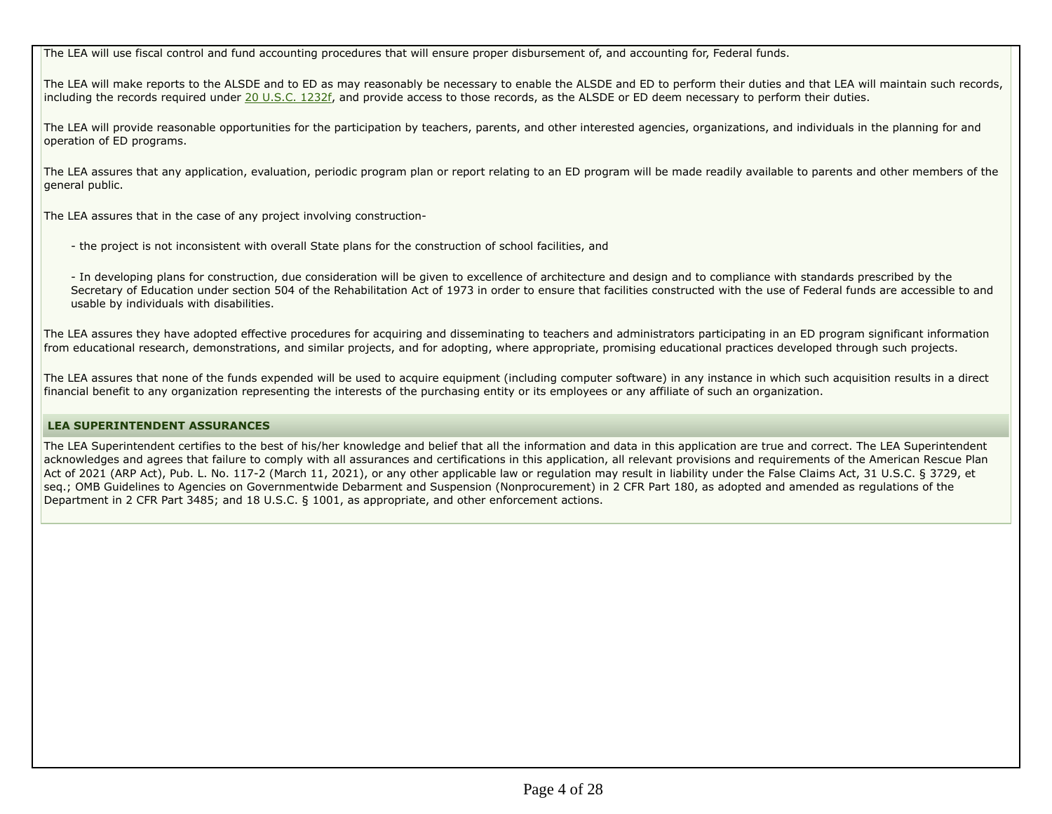The LEA will use fiscal control and fund accounting procedures that will ensure proper disbursement of, and accounting for, Federal funds.

The LEA will make reports to the ALSDE and to ED as may reasonably be necessary to enable the ALSDE and ED to perform their duties and that LEA will maintain such records, including the records required under 20 U.S.C. 1232f, and provide access to those records, as the ALSDE or ED deem necessary to perform their duties.

The LEA will provide reasonable opportunities for the participation by teachers, parents, and other interested agencies, organizations, and individuals in the planning for and operation of ED programs.

The LEA assures that any application, evaluation, periodic program plan or report relating to an ED program will be made readily available to parents and other members of the general public.

The LEA assures that in the case of any project involving construction-

- the project is not inconsistent with overall State plans for the construction of school facilities, and
- In developing plans for construction, due consideration will be given to excellence of architecture and design and to compliance with standards prescribed by the Secretary of Education under section 504 of the Rehabilitation Act of 1973 in order to ensure that facilities constructed with the use of Federal funds are accessible to and usable by individuals with disabilities.

The LEA assures they have adopted effective procedures for acquiring and disseminating to teachers and administrators participating in an ED program significant information from educational research, demonstrations, and similar projects, and for adopting, where appropriate, promising educational practices developed through such projects.

The LEA assures that none of the funds expended will be used to acquire equipment (including computer software) in any instance in which such acquisition results in a direct financial benefit to any organization representing the interests of the purchasing entity or its employees or any affiliate of such an organization.

**LEA SUPERINTENDENT ASSURANCES**

The LEA Superintendent certifies to the best of his/her knowledge and belief that all the information and data in this application are true and correct. The LEA Superintendent acknowledges and agrees that failure to comply with all assurances and certifications in this application, all relevant provisions and requirements of the American Rescue Plan Act of 2021 (ARP Act), Pub. L. No. 117-2 (March 11, 2021), or any other applicable law or regulation may result in liability under the False Claims Act, 31 U.S.C. § 3729, et seq.; OMB Guidelines to Agencies on Governmentwide Debarment and Suspension (Nonprocurement) in 2 CFR Part 180, as adopted and amended as regulations of the Department in 2 CFR Part 3485; and 18 U.S.C. § 1001, as appropriate, and other enforcement actions.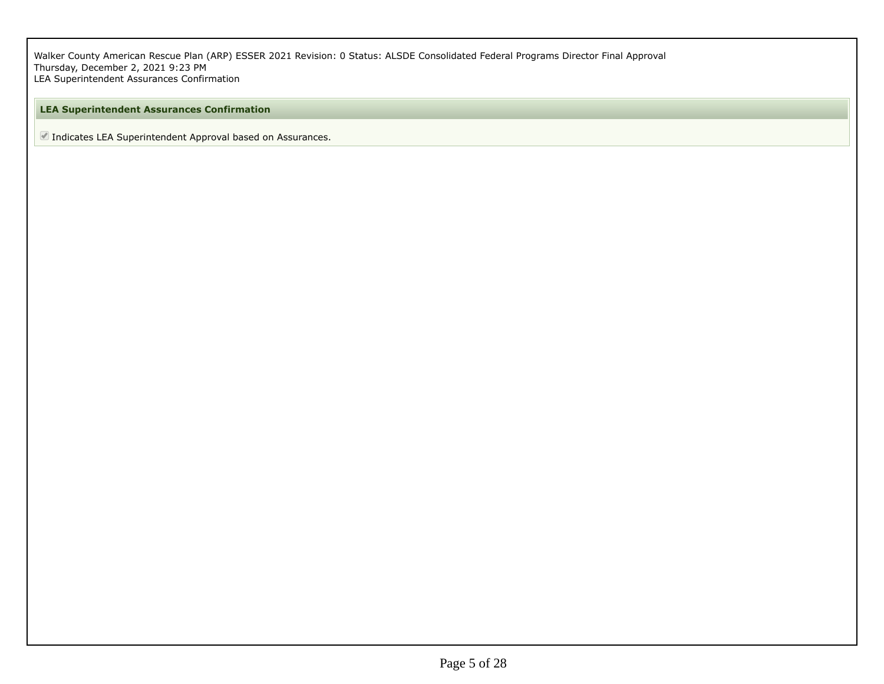Walker County American Rescue Plan (ARP) ESSER 2021 Revision: 0 Status: ALSDE Consolidated Federal Programs Director Final Approval
Thursday, December 2, 2021 9:23 PM
LEA Superintendent Assurances Confirmation

## LEA Superintendent Assurances Confirmation

☑ Indicates LEA Superintendent Approval based on Assurances.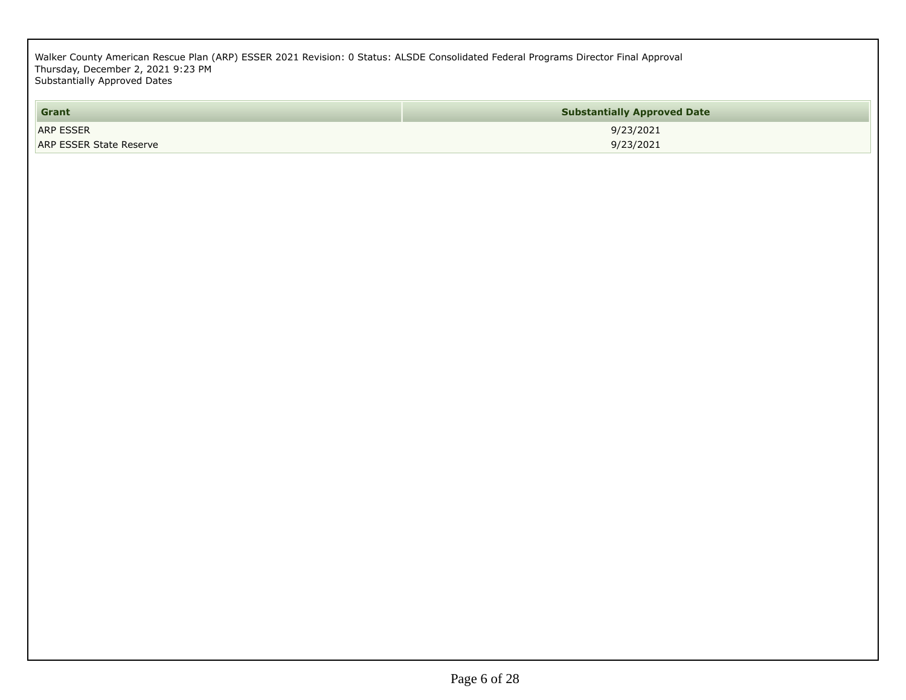Walker County American Rescue Plan (ARP) ESSER 2021 Revision: 0 Status: ALSDE Consolidated Federal Programs Director Final Approval
Thursday, December 2, 2021 9:23 PM
Substantially Approved Dates

| Grant | Substantially Approved Date |
| --- | --- |
| ARP ESSER | 9/23/2021 |
| ARP ESSER State Reserve | 9/23/2021 |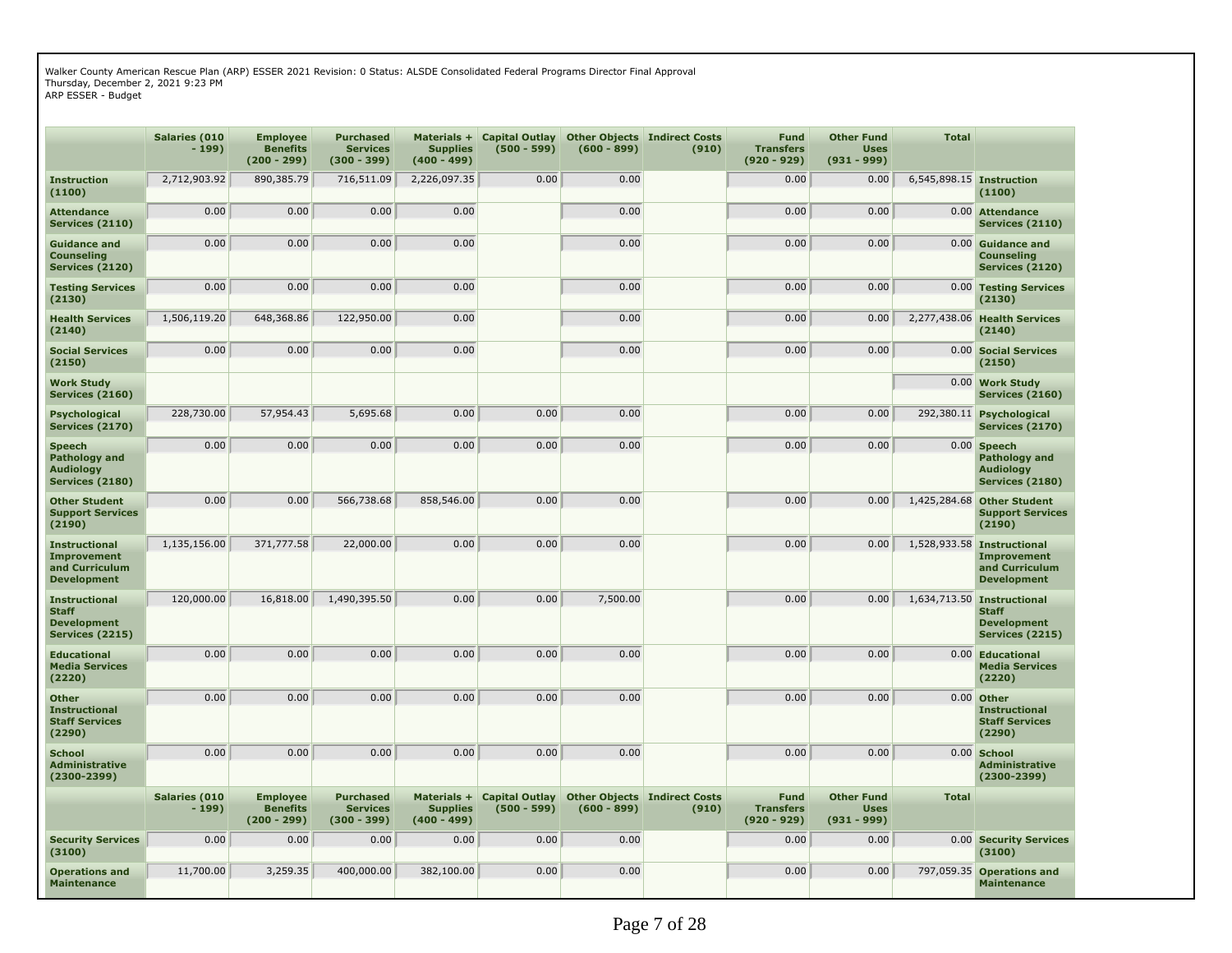Walker County American Rescue Plan (ARP) ESSER 2021 Revision: 0 Status: ALSDE Consolidated Federal Programs Director Final Approval
Thursday, December 2, 2021 9:23 PM
ARP ESSER - Budget

| | Salaries (010 - 199) | Employee Benefits (200 - 299) | Purchased Services (300 - 399) | Materials + Supplies (400 - 499) | Capital Outlay (500 - 599) | Other Objects (600 - 899) | Indirect Costs (910) | Fund Transfers (920 - 929) | Other Fund Uses (931 - 999) | Total | |
|---|---|---|---|---|---|---|---|---|---|---|---|
| **Instruction (1100)** | 2,712,903.92 | 890,385.79 | 716,511.09 | 2,226,097.35 | 0.00 | 0.00 | | 0.00 | 0.00 | 6,545,898.15 | **Instruction (1100)** |
| **Attendance Services (2110)** | 0.00 | 0.00 | 0.00 | 0.00 | | 0.00 | | 0.00 | 0.00 | 0.00 | **Attendance Services (2110)** |
| **Guidance and Counseling Services (2120)** | 0.00 | 0.00 | 0.00 | 0.00 | | 0.00 | | 0.00 | 0.00 | 0.00 | **Guidance and Counseling Services (2120)** |
| **Testing Services (2130)** | 0.00 | 0.00 | 0.00 | 0.00 | | 0.00 | | 0.00 | 0.00 | 0.00 | **Testing Services (2130)** |
| **Health Services (2140)** | 1,506,119.20 | 648,368.86 | 122,950.00 | 0.00 | | 0.00 | | 0.00 | 0.00 | 2,277,438.06 | **Health Services (2140)** |
| **Social Services (2150)** | 0.00 | 0.00 | 0.00 | 0.00 | | 0.00 | | 0.00 | 0.00 | 0.00 | **Social Services (2150)** |
| **Work Study Services (2160)** | | | | | | | | | | 0.00 | **Work Study Services (2160)** |
| **Psychological Services (2170)** | 228,730.00 | 57,954.43 | 5,695.68 | 0.00 | 0.00 | 0.00 | | 0.00 | 0.00 | 292,380.11 | **Psychological Services (2170)** |
| **Speech Pathology and Audiology Services (2180)** | 0.00 | 0.00 | 0.00 | 0.00 | 0.00 | 0.00 | | 0.00 | 0.00 | 0.00 | **Speech Pathology and Audiology Services (2180)** |
| **Other Student Support Services (2190)** | 0.00 | 0.00 | 566,738.68 | 858,546.00 | 0.00 | 0.00 | | 0.00 | 0.00 | 1,425,284.68 | **Other Student Support Services (2190)** |
| **Instructional Improvement and Curriculum Development** | 1,135,156.00 | 371,777.58 | 22,000.00 | 0.00 | 0.00 | 0.00 | | 0.00 | 0.00 | 1,528,933.58 | **Instructional Improvement and Curriculum Development** |
| **Instructional Staff Development Services (2215)** | 120,000.00 | 16,818.00 | 1,490,395.50 | 0.00 | 0.00 | 7,500.00 | | 0.00 | 0.00 | 1,634,713.50 | **Instructional Staff Development Services (2215)** |
| **Educational Media Services (2220)** | 0.00 | 0.00 | 0.00 | 0.00 | 0.00 | 0.00 | | 0.00 | 0.00 | 0.00 | **Educational Media Services (2220)** |
| **Other Instructional Staff Services (2290)** | 0.00 | 0.00 | 0.00 | 0.00 | 0.00 | 0.00 | | 0.00 | 0.00 | 0.00 | **Other Instructional Staff Services (2290)** |
| **School Administrative (2300-2399)** | 0.00 | 0.00 | 0.00 | 0.00 | 0.00 | 0.00 | | 0.00 | 0.00 | 0.00 | **School Administrative (2300-2399)** |
| | **Salaries (010 - 199)** | **Employee Benefits (200 - 299)** | **Purchased Services (300 - 399)** | **Materials + Supplies (400 - 499)** | **Capital Outlay (500 - 599)** | **Other Objects (600 - 899)** | **Indirect Costs (910)** | **Fund Transfers (920 - 929)** | **Other Fund Uses (931 - 999)** | **Total** | |
| **Security Services (3100)** | 0.00 | 0.00 | 0.00 | 0.00 | 0.00 | 0.00 | | 0.00 | 0.00 | 0.00 | **Security Services (3100)** |
| **Operations and Maintenance** | 11,700.00 | 3,259.35 | 400,000.00 | 382,100.00 | 0.00 | 0.00 | | 0.00 | 0.00 | 797,059.35 | **Operations and Maintenance** |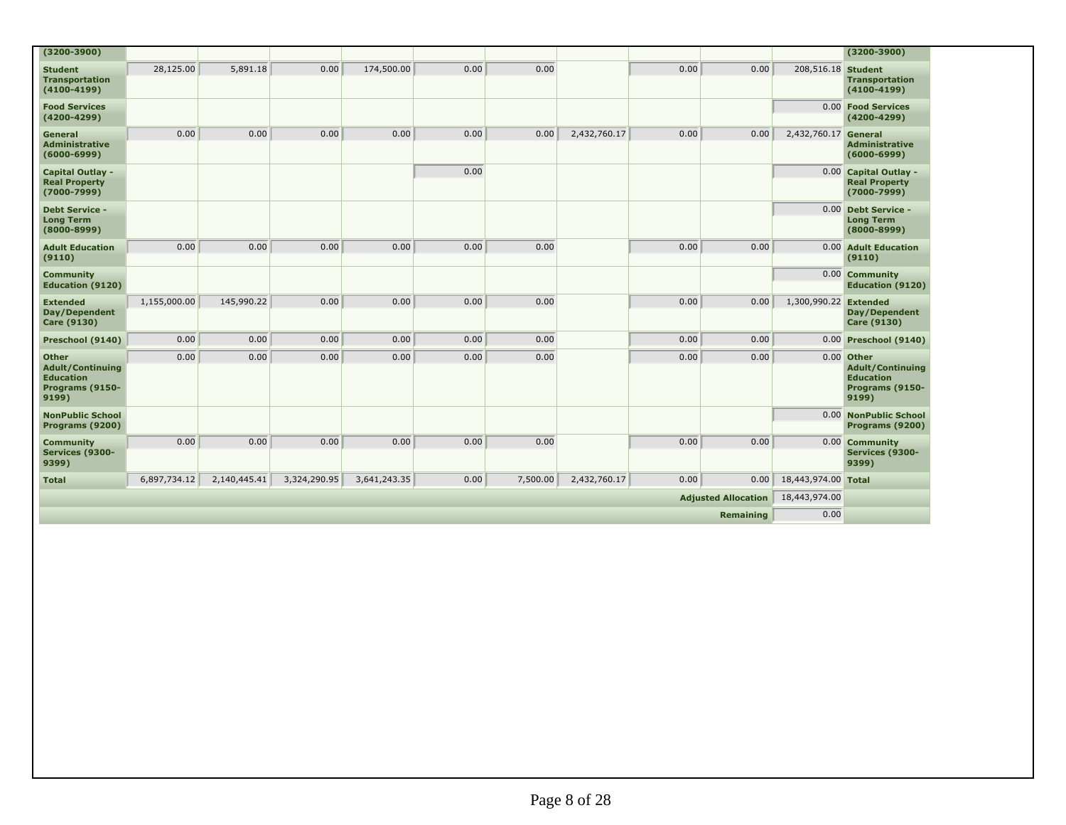| (3200-3900) | | | | | | | | | | | (3200-3900) |
|---|---|---|---|---|---|---|---|---|---|---|---|
| **Student Transportation (4100-4199)** | 28,125.00 | 5,891.18 | 0.00 | 174,500.00 | 0.00 | 0.00 | | 0.00 | 0.00 | 208,516.18 | **Student Transportation (4100-4199)** |
| **Food Services (4200-4299)** | | | | | | | | | | 0.00 | **Food Services (4200-4299)** |
| **General Administrative (6000-6999)** | 0.00 | 0.00 | 0.00 | 0.00 | 0.00 | 0.00 | 2,432,760.17 | 0.00 | 0.00 | 2,432,760.17 | **General Administrative (6000-6999)** |
| **Capital Outlay - Real Property (7000-7999)** | | | | | 0.00 | | | | | 0.00 | **Capital Outlay - Real Property (7000-7999)** |
| **Debt Service - Long Term (8000-8999)** | | | | | | | | | | 0.00 | **Debt Service - Long Term (8000-8999)** |
| **Adult Education (9110)** | 0.00 | 0.00 | 0.00 | 0.00 | 0.00 | 0.00 | | 0.00 | 0.00 | 0.00 | **Adult Education (9110)** |
| **Community Education (9120)** | | | | | | | | | | 0.00 | **Community Education (9120)** |
| **Extended Day/Dependent Care (9130)** | 1,155,000.00 | 145,990.22 | 0.00 | 0.00 | 0.00 | 0.00 | | 0.00 | 0.00 | 1,300,990.22 | **Extended Day/Dependent Care (9130)** |
| **Preschool (9140)** | 0.00 | 0.00 | 0.00 | 0.00 | 0.00 | 0.00 | | 0.00 | 0.00 | 0.00 | **Preschool (9140)** |
| **Other Adult/Continuing Education Programs (9150-9199)** | 0.00 | 0.00 | 0.00 | 0.00 | 0.00 | 0.00 | | 0.00 | 0.00 | 0.00 | **Other Adult/Continuing Education Programs (9150-9199)** |
| **NonPublic School Programs (9200)** | | | | | | | | | | 0.00 | **NonPublic School Programs (9200)** |
| **Community Services (9300-9399)** | 0.00 | 0.00 | 0.00 | 0.00 | 0.00 | 0.00 | | 0.00 | 0.00 | 0.00 | **Community Services (9300-9399)** |
| **Total** | 6,897,734.12 | 2,140,445.41 | 3,324,290.95 | 3,641,243.35 | 0.00 | 7,500.00 | 2,432,760.17 | 0.00 | 0.00 | 18,443,974.00 | **Total** |
| | | | | | | | | | **Adjusted Allocation** | 18,443,974.00 | |
| | | | | | | | | | **Remaining** | 0.00 | |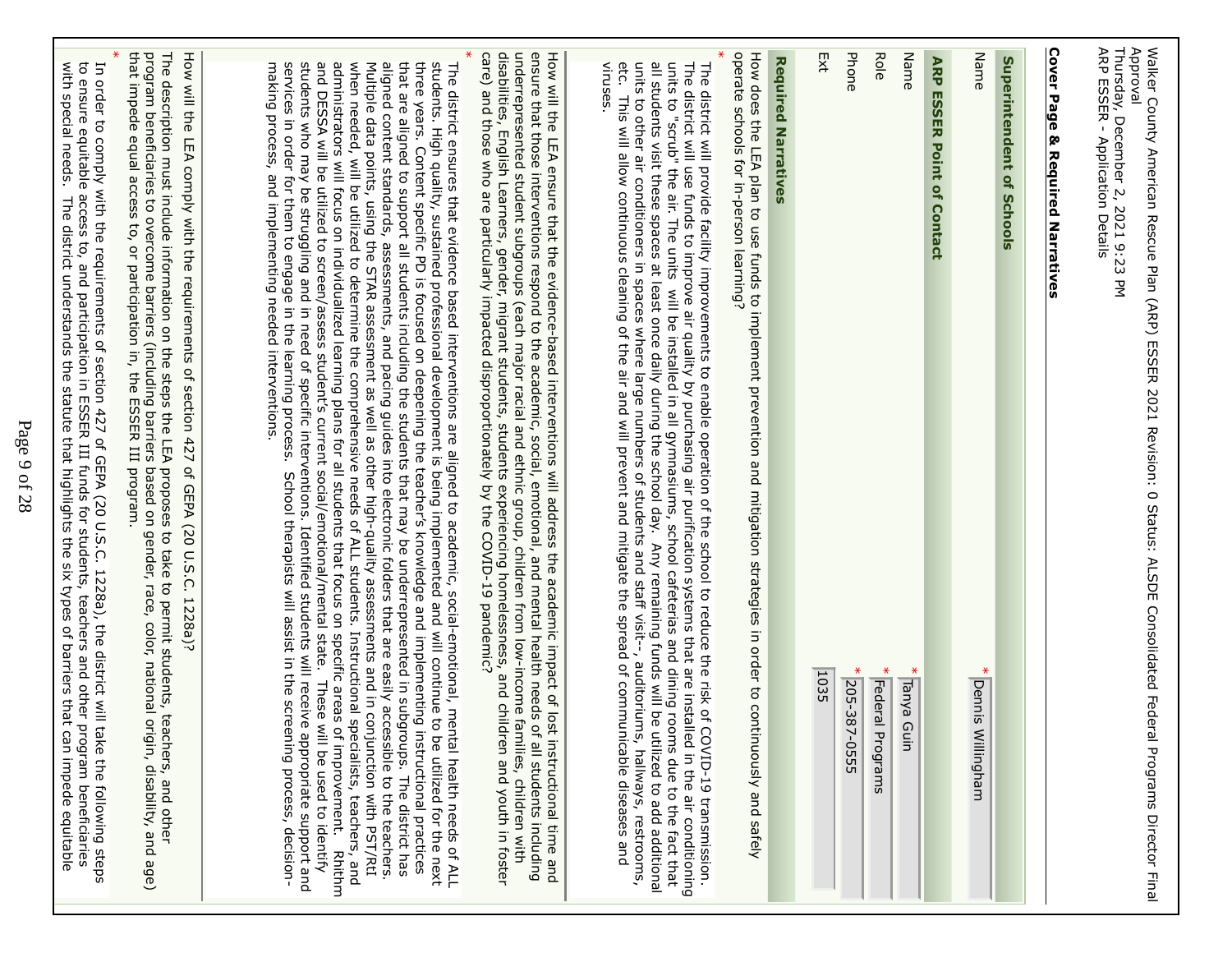Walker County American Rescue Plan (ARP) ESSER 2021 Revision: 0 Status: ALSDE Consolidated Federal Programs Director Final Approval
Thursday, December 2, 2021 9:23 PM
ARP ESSER - Application Details

**Cover Page & Required Narratives**

**Superintendent of Schools**

| | |
|---|---|
| Name | * Dennis Willingham |

**ARP ESSER Point of Contact**

| | |
|---|---|
| Name | * Tanya Guin |
| Role | * Federal Programs |
| Phone | * 205-387-0555 |
| Ext | 1035 |

**Required Narratives**

How does the LEA plan to use funds to implement prevention and mitigation strategies in order to continuously and safely operate schools for in-person learning?

\* The district will provide facility improvements to enable operation of the school to reduce the risk of COVID-19 transmission. The district will use funds to improve air quality by purchasing air purification systems that are installed in the air conditioning units to "scrub" the air. The units will be installed in all gymnasiums, school cafeterias and dining rooms due to the fact that all students visit these spaces at least once daily during the school day. Any remaining funds will be utilized to add additional units to other air conditioners in spaces where large numbers of students and staff visit--, auditoriums, hallways, restrooms, etc. This will allow continuous cleaning of the air and will prevent and mitigate the spread of communicable diseases and viruses.

How will the LEA ensure that the evidence-based interventions will address the academic impact of lost instructional time and ensure that those interventions respond to the academic, social, emotional, and mental health needs of all students including underrepresented student subgroups (each major racial and ethnic group, children from low-income families, children with disabilities, English Learners, gender, migrant students, students experiencing homelessness, and children and youth in foster care) and those who are particularly impacted disproportionately by the COVID-19 pandemic?

\* The district ensures that evidence based interventions are aligned to academic, social-emotional, mental health needs of ALL students. High quality, sustained professional development is being implemented and will continue to be utilized for the next three years. Content specific PD is focused on deepening the teacher's knowledge and implementing instructional practices that are aligned to support all students including the students that may be underrepresented in subgroups. The district has aligned content standards, assessments, and pacing guides into electronic folders that are easily accessible to the teachers. Multiple data points, using the STAR assessment as well as other high-quality assessments and in conjunction with PST/RtI when needed, will be utilized to determine the comprehensive needs of ALL students. Instructional specialists, teachers, and administrators will focus on individualized learning plans for all students that focus on specific areas of improvement. Rhithm and DESSA will be utilized to screen/assess student's current social/emotional/mental state. These will be used to identify students who may be struggling and in need of specific interventions. Identified students will receive appropriate support and services in order for them to engage in the learning process. School therapists will assist in the screening process, decision-making process, and implementing needed interventions.

How will the LEA comply with the requirements of section 427 of GEPA (20 U.S.C. 1228a)?

The description must include information on the steps the LEA proposes to take to permit students, teachers, and other program beneficiaries to overcome barriers (including barriers based on gender, race, color, national origin, disability, and age) that impede equal access to, or participation in, the ESSER III program.

\* In order to comply with the requirements of section 427 of GEPA (20 U.S.C. 1228a), the district will take the following steps to ensure equitable access to, and participation in ESSER III funds for students, teachers and other program beneficiaries with special needs. The district understands the statute that highlights the six types of barriers that can impede equitable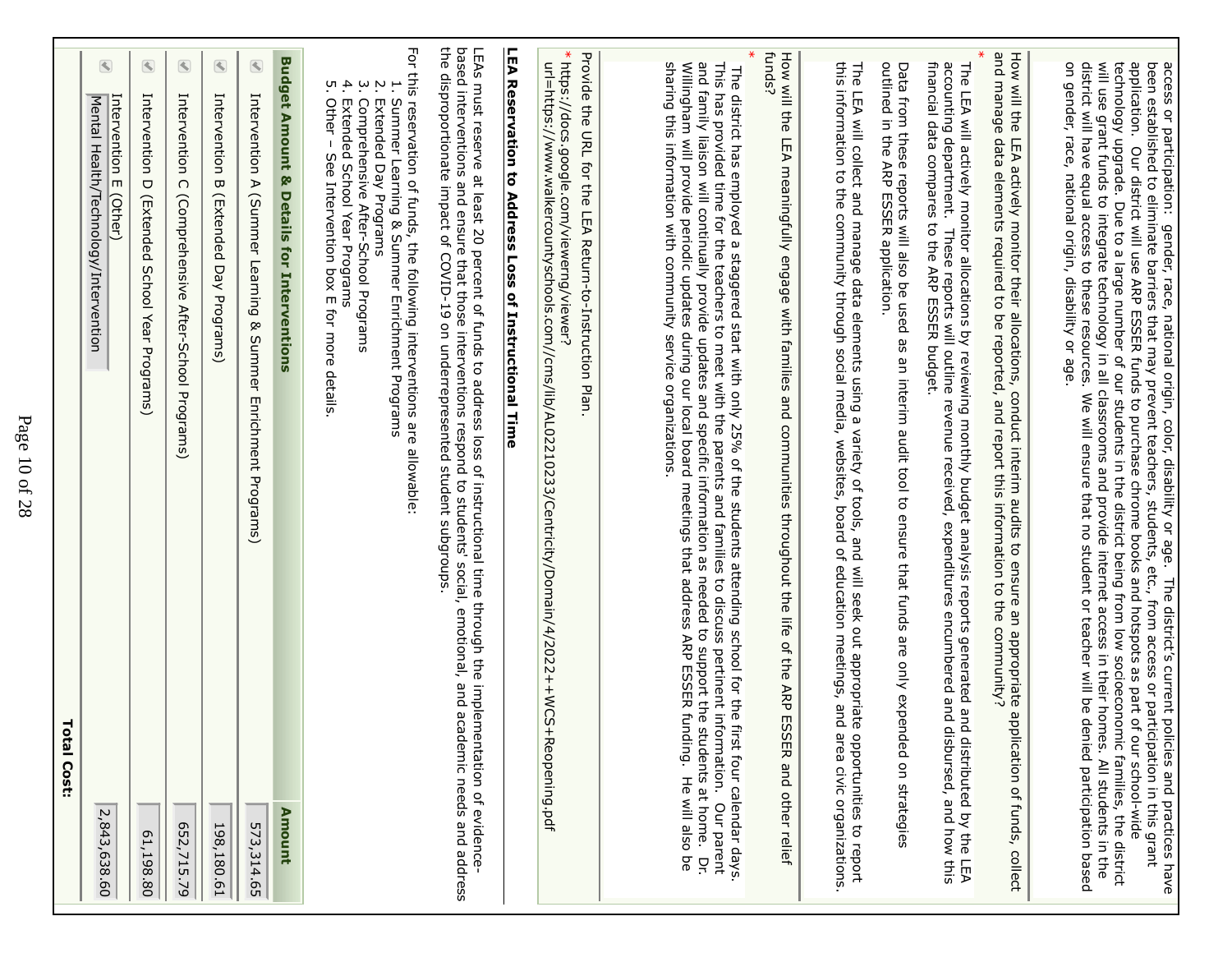access or participation: gender, race, national origin, color, disability or age. The district's current policies and practices have been established to eliminate barriers that may prevent teachers, students, etc., from access or participation in this grant application. Our district will use ARP ESSER funds to purchase chrome books and hotspots as part of our school-wide technology upgrade. Due to a large number of our students in the district being from low socioeconomic families, the district will use grant funds to integrate technology in all classrooms and provide internet access in their homes. All students in the district will have equal access to these resources. We will ensure that no student or teacher will be denied participation based on gender, race, national origin, disability or age.

How will the LEA actively monitor their allocations, conduct interim audits to ensure an appropriate application of funds, collect and manage data elements required to be reported, and report this information to the community?
*

The LEA will actively monitor allocations by reviewing monthly budget analysis reports generated and distributed by the LEA accounting department. These reports will outline revenue received, expenditures encumbered and disbursed, and how this financial data compares to the ARP ESSER budget.

Data from these reports will also be used as an interim audit tool to ensure that funds are only expended on strategies outlined in the ARP ESSER application.

The LEA will collect and manage data elements using a variety of tools, and will seek out appropriate opportunities to report this information to the community through social media, websites, board of education meetings, and area civic organizations.

How will the LEA meaningfully engage with families and communities throughout the life of the ARP ESSER and other relief funds?
*

The district has employed a staggered start with only 25% of the students attending school for the first four calendar days. This has provided time for the teachers to meet with the parents and families to discuss pertinent information. Our parent and family liaison will continually provide updates and specific information as needed to support the students at home. Dr. Willingham will provide periodic updates during our local board meetings that address ARP ESSER funding. He will also be sharing this information with community service organizations.

Provide the URL for the LEA Return-to-Instruction Plan.
* https://docs.google.com/viewerng/viewer?url=https://www.walkercountyschools.com//cms/lib/AL02210233/Centricity/Domain/4/2022++WCS+Reopening.pdf

## LEA Reservation to Address Loss of Instructional Time

LEAs must reserve at least 20 percent of funds to address loss of instructional time through the implementation of evidence-based interventions and ensure that those interventions respond to students' social, emotional, and academic needs and address the disproportionate impact of COVID-19 on underrepresented student subgroups.

For this reservation of funds, the following interventions are allowable:

1. Summer Learning & Summer Enrichment Programs
2. Extended Day Programs
3. Comprehensive After-School Programs
4. Extended School Year Programs
5. Other – See Intervention box E for more details.

| Budget Amount & Details for Interventions | Amount |
|---|---|
| Intervention A (Summer Learning & Summer Enrichment Programs) | 573,314.65 |
| Intervention B (Extended Day Programs) | 198,180.61 |
| Intervention C (Comprehensive After-School Programs) | 652,715.79 |
| Intervention D (Extended School Year Programs) | 61,198.80 |
| Intervention E (Other)<br>Mental Health/Technology/Intervention | 2,843,638.60 |
| **Total Cost:** | |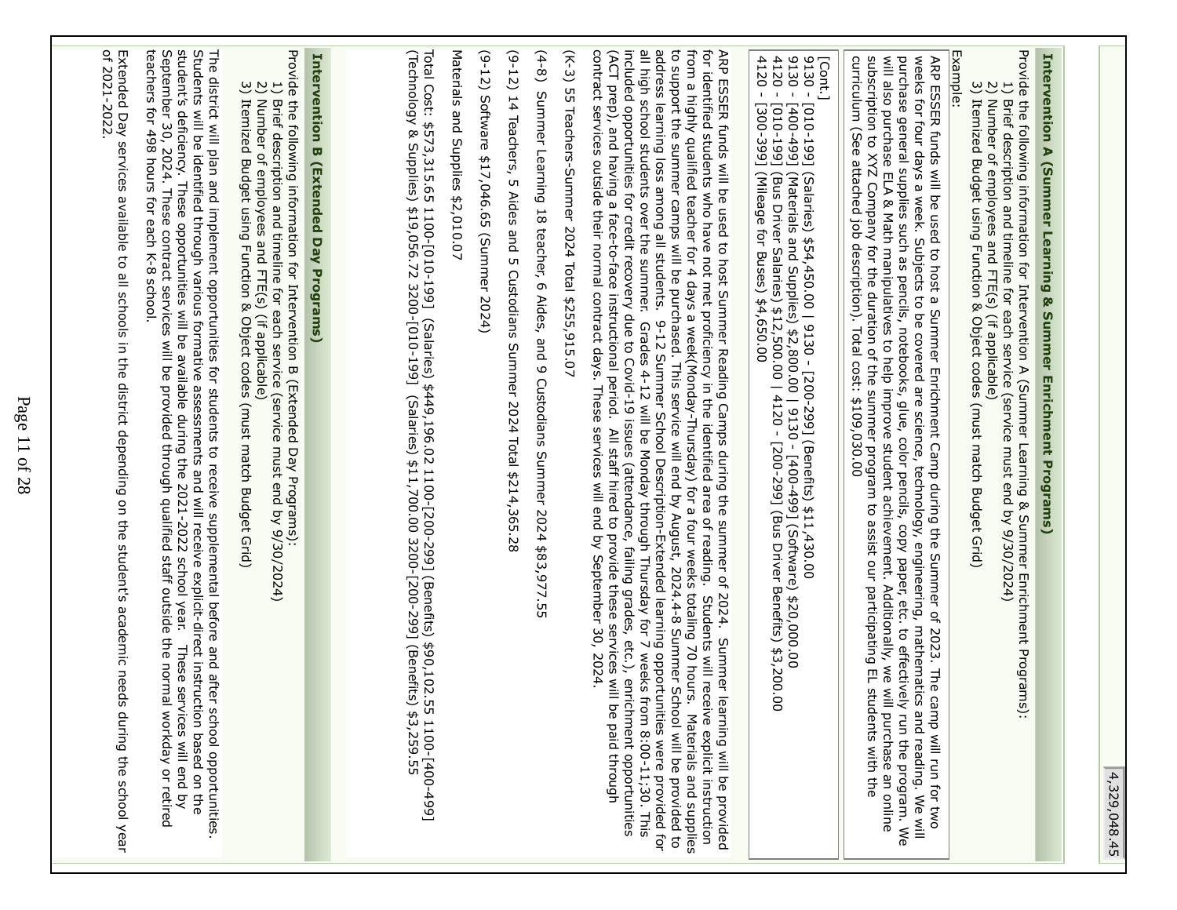4,329,048.45

## Intervention A (Summer Learning & Summer Enrichment Programs)

Provide the following information for Intervention A (Summer Learning & Summer Enrichment Programs):

1) Brief description and timeline for each service (service must end by 9/30/2024)
2) Number of employees and FTE(s) (if applicable)
3) Itemized Budget using Function & Object codes (must match Budget Grid)

Example:

ARP ESSER funds will be used to host a Summer Enrichment Camp during the Summer of 2023. The camp will run for two weeks for four days a week. Subjects to be covered are science, technology, engineering, mathematics and reading. We will purchase general supplies such as pencils, notebooks, glue, color pencils, copy paper, etc. to effectively run the program. We will also purchase ELA & Math manipulatives to help improve student achievement. Additionally, we will purchase an online subscription to XYZ Company for the duration of the summer program to assist our participating EL students with the curriculum (See attached job description). Total cost: $109,030.00

[Cont.]
9130 - [010-199] (Salaries) $54,450.00 | 9130 - [200-299] (Benefits) $11,430.00
9130 - [400-499] (Materials and Supplies) $2,800.00 | 9130 - [400-499] (Software) $20,000.00
4120 - [010-199] (Bus Driver Salaries) $12,500.00 | 4120 - [200-299] (Bus Driver Benefits) $3,200.00
4120 - [300-399] (Mileage for Buses) $4,650.00

ARP ESSER funds will be used to host Summer Reading Camps during the summer of 2024. Summer learning will be provided for identified students who have not met proficiency in the identified area of reading. Students will receive explicit instruction from a highly qualified teacher for 4 days a week(Monday-Thursday) for a four weeks totaling 70 hours. Materials and supplies to support the summer camps will be purchased. This service will end by August, 2024.4-8 Summer School will be provided to address learning loss among all students. 9-12 Summer School Description-Extended learning opportunities were provided for all high school students over the summer. Grades 4-12 will be Monday through Thursday for 7 weeks from 8:00-11;30. This included opportunities for credit recovery due to Covid-19 issues (attendance, failing grades, etc.), enrichment opportunities (ACT prep), and having a face-to-face instructional period. All staff hired to provide these services will be paid through contract services outside their normal contract days. These services will end by September 30, 2024.

(K-3) 55 Teachers-Summer 2024 Total $255,915.07

(4-8) Summer Learning 18 teacher, 6 Aides, and 9 Custodians Summer 2024 $83,977.55

(9-12) 14 Teachers, 5 Aides and 5 Custodians Summer 2024 Total $214,365.28

(9-12) Software $17,046.65 (Summer 2024)

Materials and Supplies $2,010.07

Total Cost: $573,315.65 1100-[010-199] (Salaries) $449,196.02 1100-[200-299] (Benefits) $90,102.55 1100-[400-499] (Technology & Supplies) $19,056.72 3200-[010-199] (Salaries) $11,700.00 3200-[200-299] (Benefits) $3,259.55

## Intervention B (Extended Day Programs)

Provide the following information for Intervention B (Extended Day Programs):

1) Brief description and timeline for each service (service must end by 9/30/2024)
2) Number of employees and FTE(s) (if applicable)
3) Itemized Budget using Function & Object codes (must match Budget Grid)

The district will plan and implement opportunities for students to receive supplemental before and after school opportunities. Students will be identified through various formative assessments and will receive explicit-direct instruction based on the student's deficiency. These opportunities will be available during the 2021-2022 school year. These services will end by September 30, 2024. These contract services will be provided through qualified staff outside the normal workday or retired teachers for 498 hours for each K-8 school.

Extended Day services available to all schools in the district depending on the student's academic needs during the school year of 2021-2022.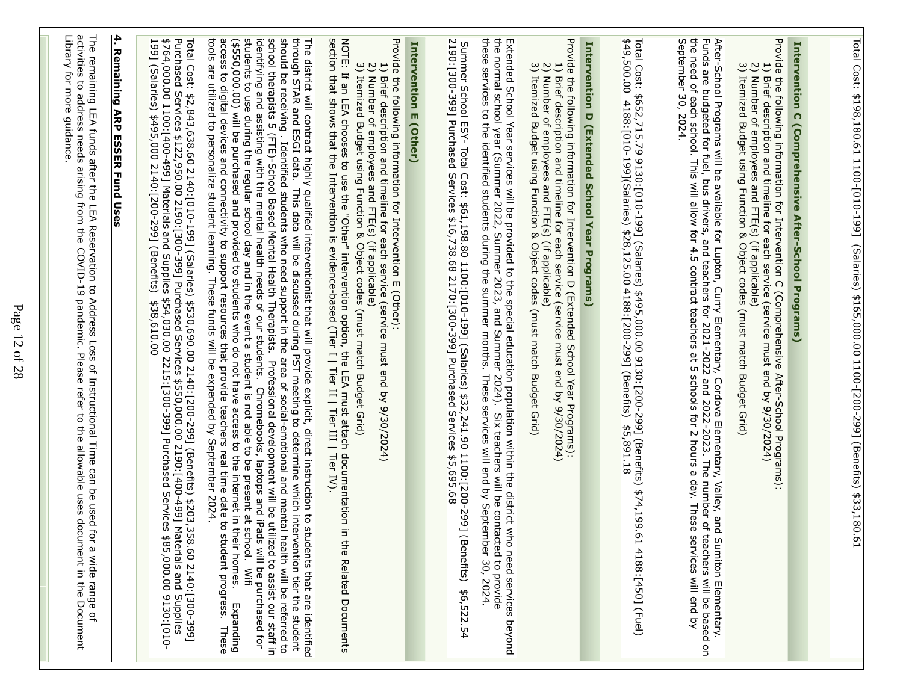Total Cost: $198,180.61 1100-[010-199] (Salaries) $165,000.00 1100-[200-299] (Benefits) $33,180.61

### Intervention C (Comprehensive After-School Programs)

Provide the following information for Intervention C (Comprehensive After-School Programs):
1) Brief description and timeline for each service (service must end by 9/30/2024)
2) Number of employees and FTE(s) (if applicable)
3) Itemized Budget using Function & Object codes (must match Budget Grid)

After-School Programs will be available for Lupton, Curry Elementary, Cordova Elementary, Valley, and Sumiton Elementary. Funds are budgeted for fuel, bus drivers, and teachers for 2021-2022 and 2022-2023. The number of teachers will be based on the need of each school. This will allow for 4.5 contract teachers at 5 schools for 2 hours a day. These services will end by September 30, 2024.

Total Cost: $652,715.79 9130:[010-199] (Salaries) $495,000.00 9130:[200-299] (Benefits) $74,199.61 4188:[450] (Fuel) $49,500.00 4188:[010-199](Salaries) $28,125.00 4188:[200-299] (Benefits) $5,891.18

### Intervention D (Extended School Year Programs)

Provide the following information for Intervention D (Extended School Year Programs):
1) Brief description and timeline for each service (service must end by 9/30/2024)
2) Number of employees and FTE(s) (if applicable)
3) Itemized Budget using Function & Object codes (must match Budget Grid)

Extended School Year services will be provided to the special education population within the district who need services beyond the normal school year (Summer 2022, Summer 2023, and Summer 2024). Six teachers will be contacted to provide these services to the identified students during the summer months. These services will end by September 30, 2024.

Summer School ESY- Total Cost: $61,198.80 1100:[010-199] (Salaries) $32,241.90 1100:[200-299] (Benefits) $6,522.54 2190:[300-399] Purchased Services $16,738.68 2170:[300-399] Purchased Services $5,695.68

### Intervention E (Other)

Provide the following information for Intervention E (Other):
1) Brief description and timeline for each service (service must end by 9/30/2024)
2) Number of employees and FTE(s) (if applicable)
3) Itemized Budget using Function & Object codes (must match Budget Grid)

NOTE: If an LEA chooses to use the "Other" intervention option, the LEA must attach documentation in the Related Documents section that shows that the Intervention is evidence-based (Tier I | Tier II | Tier III | Tier IV).

The district will contract highly qualified interventionist that will provide explicit, direct instruction to students that are identified through STAR and ESGI data. This data will be discussed during PST meeting to determine which intervention tier the student should be receiving . Identified students who need support in the area of social-emotional and mental health will be referred to school therapists 5 (FTE)-School Based Mental Health Therapists. Professional development will be utilized to assist our staff in identifying and assisting with the mental health needs of our students. Chromebooks, laptops and iPads will be purchased for students to use during the regular school day and in the event a student is not able to be present at school. Wifi ($550,000.00) will be purchased and provided to students who do not have access to the internet in their homes. Expanding access to digital devices and connectivity to support resources that provide teachers real time date to student progress. These tools are utilized to personalize student learning. These funds will be expended by September 2024.

Total Cost: $2,843,638.60 2140:[010-199] (Salaries) $530,690.00 2140:[200-299] (Benefits) $203,358.60 2140:[300-399] Purchased Services $122,950.00 2190:[300-399] Purchased Services $550,000.00 2190:[400-499] Materials and Supplies $764,000.00 1100:[400-499] Materials and Supplies $54,030.00 2215:[300-399] Purchased Services $85,000.00 9130:[010-199] (Salaries) $495,000 2140:[200-299] (Benefits) $38,610.00

## 4. Remaining ARP ESSER Fund Uses

The remaining LEA funds after the LEA Reservation to Address Loss of Instructional Time can be used for a wide range of activities to address needs arising from the COVID-19 pandemic. Please refer to the allowable uses document in the Document Library for more guidance.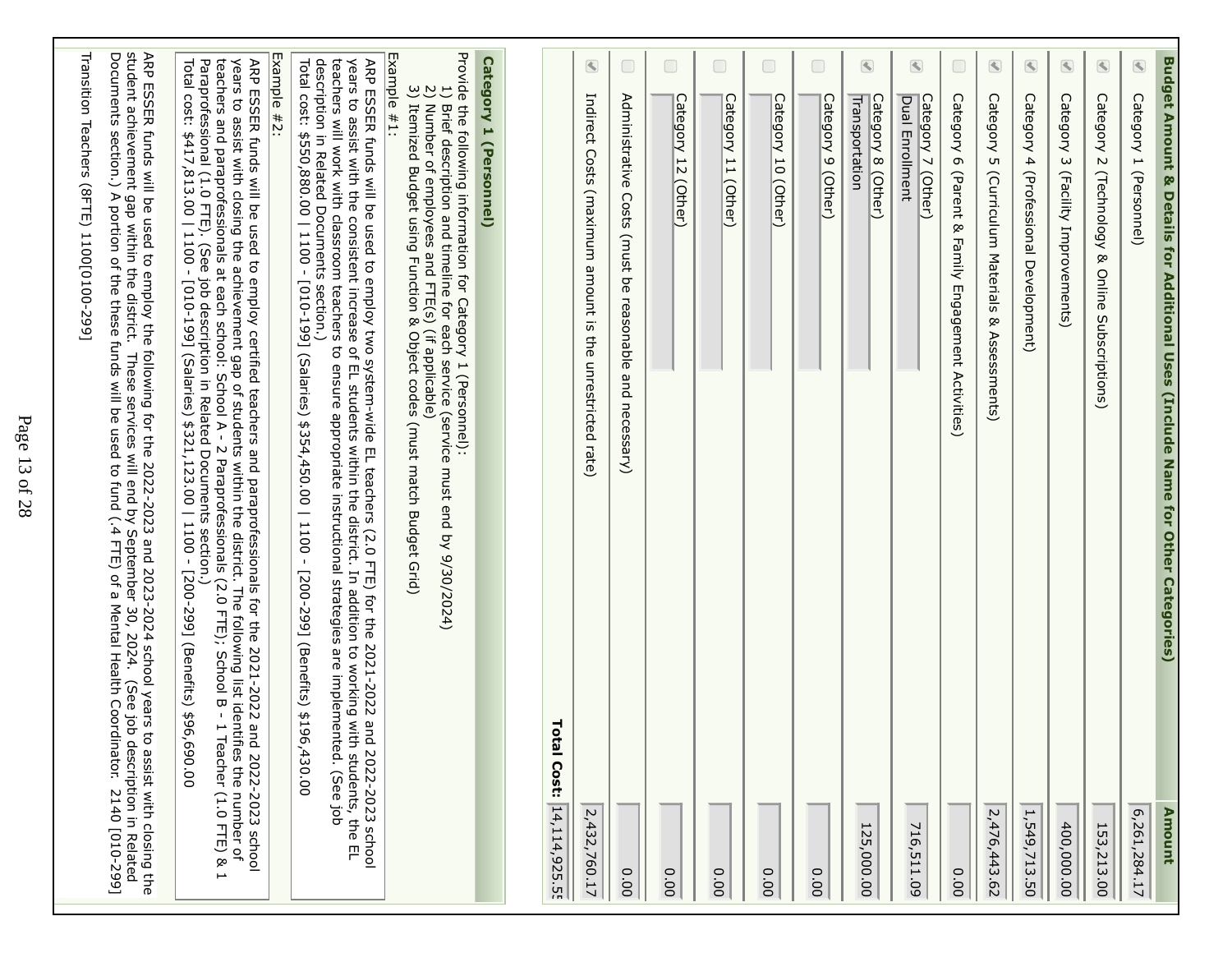## Budget Amount & Details for Additional Uses (Include Name for Other Categories)

| Budget Amount & Details for Additional Uses (Include Name for Other Categories) | Amount |
| --- | --- |
| Category 1 (Personnel) | 6,261,284.17 |
| Category 2 (Technology & Online Subscriptions) | 153,213.00 |
| Category 3 (Facility Improvements) | 400,000.00 |
| Category 4 (Professional Development) | 1,549,713.50 |
| Category 5 (Curriculum Materials & Assessments) | 2,476,443.62 |
| Category 6 (Parent & Family Engagement Activities) | 0.00 |
| Category 7 (Other) Dual Enrollment | 716,511.09 |
| Category 8 (Other) Transportation | 125,000.00 |
| Category 9 (Other) | 0.00 |
| Category 10 (Other) | 0.00 |
| Category 11 (Other) | 0.00 |
| Category 12 (Other) | 0.00 |
| Administrative Costs (must be reasonable and necessary) | 0.00 |
| Indirect Costs (maximum amount is the unrestricted rate) | 2,432,760.17 |
| **Total Cost:** | 14,114,925.55 |

### Category 1 (Personnel)

Provide the following information for Category 1 (Personnel):

1) Brief description and timeline for each service (service must end by 9/30/2024)
2) Number of employees and FTE(s) (if applicable)
3) Itemized Budget using Function & Object codes (must match Budget Grid)

Example #1:

ARP ESSER funds will be used to employ two system-wide EL teachers (2.0 FTE) for the 2021-2022 and 2022-2023 school years to assist with the consistent increase of EL students within the district. In addition to working with students, the EL teachers will work with classroom teachers to ensure appropriate instructional strategies are implemented. (See job description in Related Documents section.)
Total cost: $550,880.00 | 1100 - [010-199] (Salaries) $354,450.00 | 1100 - [200-299] (Benefits) $196,430.00

Example #2:

ARP ESSER funds will be used to employ certified teachers and paraprofessionals for the 2021-2022 and 2022-2023 school years to assist with closing the achievement gap of students within the district. The following list identifies the number of teachers and paraprofessionals at each school: School A - 2 Paraprofessionals (2.0 FTE); School B - 1 Teacher (1.0 FTE) & 1 Paraprofessional (1.0 FTE). (See job description in Related Documents section.)
Total cost: $417,813.00 | 1100 - [010-199] (Salaries) $321,123.00 | 1100 - [200-299] (Benefits) $96,690.00

ARP ESSER funds will be used to employ the following for the 2022-2023 and 2023-2024 school years to assist with closing the student achievement gap within the district. These services will end by September 30, 2024. (See job description in Related Documents section.) A portion of the these funds will be used to fund (.4 FTE) of a Mental Health Coordinator. 2140 [010-299]

Transition Teachers (8FTE) 1100[0100-299]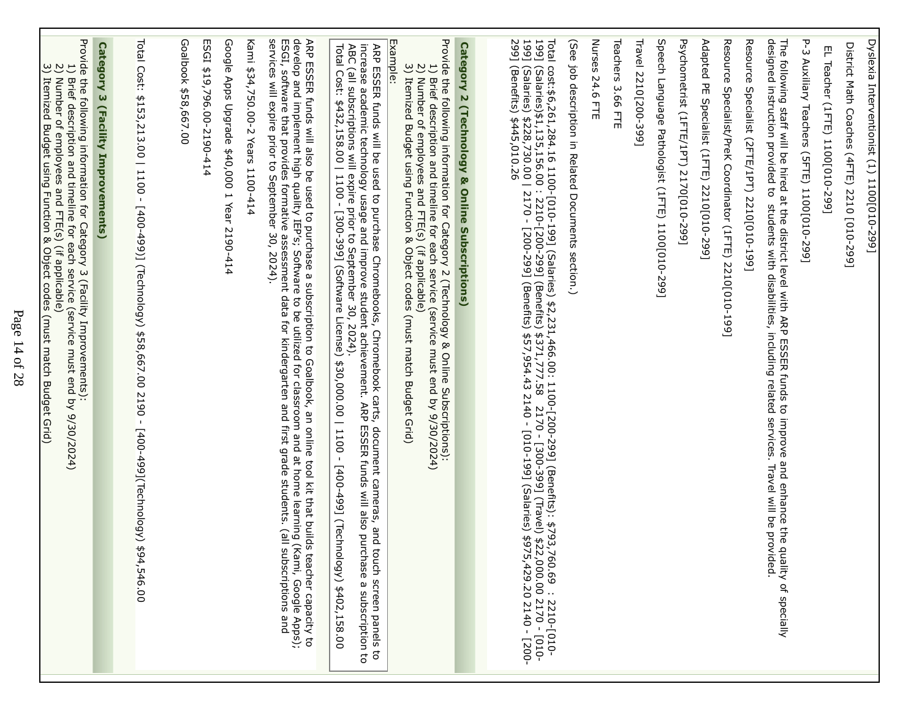Dyslexia Interventionist (1) 1100[010-299]

District Math Coaches (4FTE) 2210 [010-299]

EL Teacher (1FTE) 1100[010-299]

P-3 Auxiliary Teachers (5FTE) 1100[010-299]

The following staff will be hired at the district level with ARP ESSER funds to improve and enhance the quality of specially designed instruction provided to students with disabilities, including related services. Travel will be provided.

Resource Specialist (2FTE/1PT) 2210[010-199]

Resource Specialist/PreK Coordinator (1FTE) 2210[010-199]

Adapted PE Specialist (1FTE) 2210[010-299]

Psychometrist (1FTE/1PT) 2170[010-299]

Speech Language Pathologist (1FTE) 1100[010-299]

Travel 2210[200-399]

Teachers 3.66 FTE

Nurses 24.6 FTE

(See job description in Related Documents section.)

Total cost:$6,261,284.16 1100-[010-199] (Salaries) $2,231,466.00: 1100-[200-299] (Benefits): $793,760.69 : 2210-[010-199] (Salaries)$1,135,156.00 : 2210-[200-299] (Benefits) $371,777.58 2170 - [300-399] (Travel) $22,000.00 2170 - [010-199] (Salaries) $228,730.00 | 2170 - [200-299] (Benefits) $57,954.43 2140 - [010-199] (Salaries) $975,429.20 2140 - [200-299] (Benefits) $445,010.26

### Category 2 (Technology & Online Subscriptions)

Provide the following information for Category 2 (Technology & Online Subscriptions):
1) Brief description and timeline for each service (service must end by 9/30/2024)
2) Number of employees and FTE(s) (if applicable)
3) Itemized Budget using Function & Object codes (must match Budget Grid)

Example:

> ARP ESSER funds will be used to purchase Chromebooks, Chromebook carts, document cameras, and touch screen panels to increase academic technology usage and improve student achievement. ARP ESSER funds will also purchase a subscription to ABC (all subscriptions will expire prior to September 30, 2024).
> Total Cost: $432,158.00 | 1100 - [300-399] (Software License) $30,000.00 | 1100 - [400-499] (Technology) $402,158.00

ARP ESSER funds will also be used to purchase a subscription to Goalbook, an online tool kit that builds teacher capacity to develop and implement high quality IEP's; Software to be utilized for classroom and at home learning (Kami, Google Apps); ESGI, software that provides formative assessment data for kindergarten and first grade students. (all subscriptions and services will expire prior to September 30, 2024).

Kami $34,750.00-2 Years 1100-414

Google Apps Upgrade $40,000 1 Year 2190-414

ESGI $19,796.00-2190-414

Goalbook $58,667.00

Total Cost: $153,213.00 | 1100 - [400-499)] (Technology) $58,667.00 2190 - [400-499][Technology) $94,546.00

### Category 3 (Facility Improvements)

Provide the following information for Category 3 (Facility Improvements):
1) Brief description and timeline for each service (service must end by 9/30/2024)
2) Number of employees and FTE(s) (if applicable)
3) Itemized Budget using Function & Object codes (must match Budget Grid)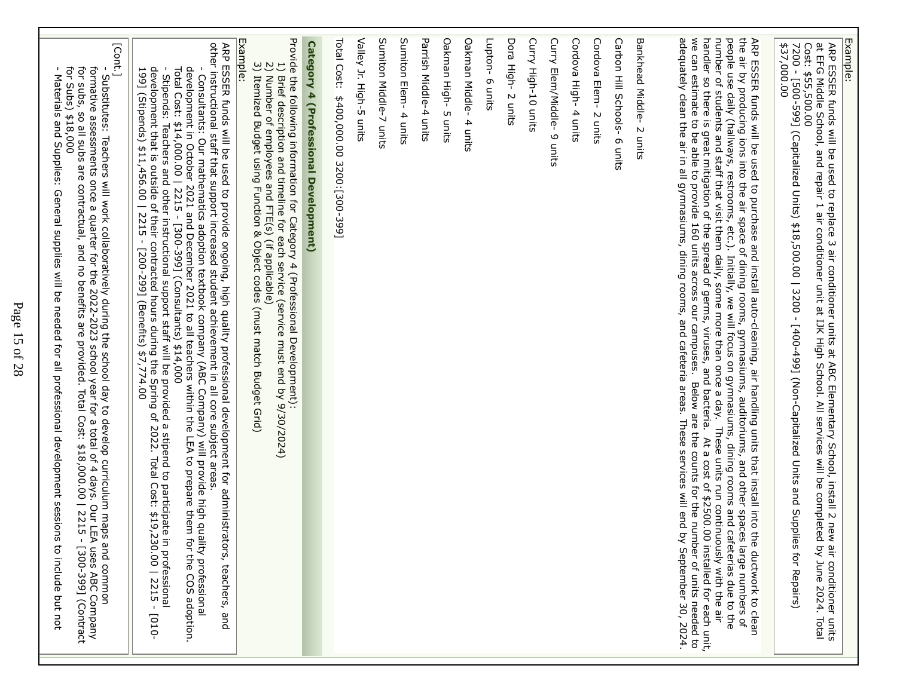Example:

ARP ESSER funds will be used to replace 3 air conditioner units at ABC Elementary School, install 2 new air conditioner units at EFG Middle School, and repair 1 air conditioner unit at IJK High School. All services will be completed by June 2024. Total Cost: $55,500.00
7200 - [500-599] (Capitalized Units) $18,500.00 | 3200 - [400-499] (Non-Capitalized Units and Supplies for Repairs) $37,000.00

ARP ESSER funds will be used to purchase and install auto-cleaning, air handling units that install into the ductwork to clean the air by producing ions into the air space of dining rooms, gymnasiums, auditoriums, and other spaces large numbers of people use daily (hallways, restrooms, etc.). Initially, we will focus on gymnasiums, dining rooms and cafeterias due to the number of students and staff that visit them daily, some more than once a day. These units run continuously with the air handler so there is great mitigation of the spread of germs, viruses, and bacteria. At a cost of $2500.00 installed for each unit, we can estimate to be able to provide 160 units across our campuses. Below are the counts for the number of units needed to adequately clean the air in all gymnasiums, dining rooms, and cafeteria areas. These services will end by September 30, 2024.

Bankhead Middle- 2 units

Carbon Hill Schools- 6 units

Cordova Elem- 2 units

Cordova High- 4 units

Curry Elem/Middle- 9 units

Curry High-10 units

Dora High- 2 units

Lupton- 6 units

Oakman Middle- 4 units

Oakman High- 5 units

Parrish Middle-4 units

Sumiton Elem- 4 units

Sumiton Middle-7 units

Valley Jr. High-5 units

Total Cost: $400,000.00 3200:[300-399]

## Category 4 (Professional Development)

Provide the following information for Category 4 (Professional Development):
1) Brief description and timeline for each service (service must end by 9/30/2024)
2) Number of employees and FTE(s) (if applicable)
3) Itemized Budget using Function & Object codes (must match Budget Grid)

Example:

ARP ESSER funds will be used to provide ongoing, high quality professional development for administrators, teachers, and other instructional staff that support increased student achievement in all core subject areas.
- Consultants: Our mathematics adoption textbook company (ABC Company) will provide high quality professional development in October 2021 and December 2021 to all teachers within the LEA to prepare them for the COS adoption. Total Cost: $14,000.00 | 2215 - [300-399] (Consultants) $14,000
- Stipends: Teachers and other instructional support staff will be provided a stipend to participate in professional development that is outside of their contracted hours during the Spring of 2022. Total Cost: $19,230.00 | 2215 - [010-199] (Stipends) $11,456.00 | 2215 - [200-299] (Benefits) $7,774.00

[Cont.]
- Substitutes: Teachers will work collaboratively during the school day to develop curriculum maps and common formative assessments once a quarter for the 2022-2023 school year for a total of 4 days. Our LEA uses ABC Company for subs, so all subs are contractual, and no benefits are provided. Total Cost: $18,000.00 | 2215 - [300-399] (Contract for Subs) $18,000
- Materials and Supplies: General supplies will be needed for all professional development sessions to include but not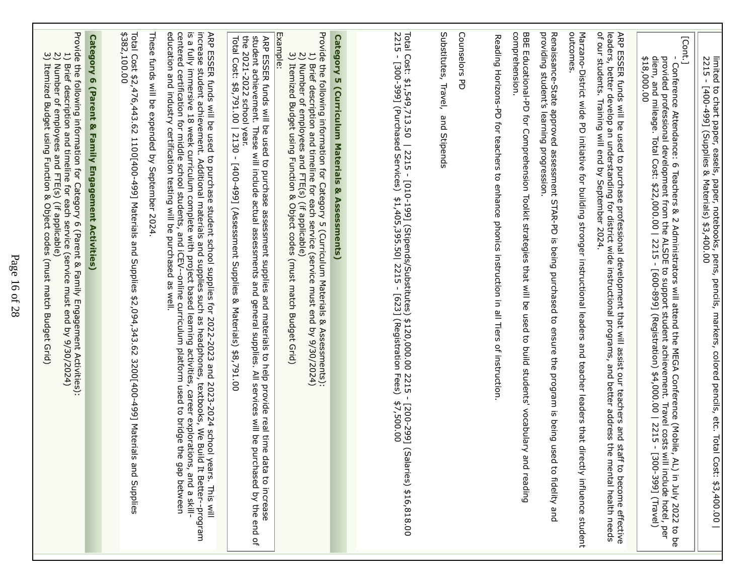limited to chart paper, easels, paper, notebooks, pens, pencils, markers, colored pencils, etc. Total Cost: $3,400.00 | 2215 - [400-499] (Supplies & Materials) $3,400.00

[Cont.]
 - Conference Attendance: 6 Teachers & 2 Administrators will attend the MEGA Conference (Mobile, AL) in July 2022 to be provided professional development from the ALSDE to support student achievement. Travel costs will include hotel, per diem, and mileage. Total Cost: $22,000.00 | 2215 - [600-899] (Registration) $4,000.00 | 2215 - [300-399] (Travel) $18,000.00

ARP ESSER funds will be used to purchase professional development that will assist our teachers and staff to become effective leaders, better develop an understanding for district wide instructional programs, and better address the mental health needs of our students. Training will end by September 2024.

Marzano-District wide PD initiative for building stronger instructional leaders and teacher leaders that directly influence student outcomes.

Renaissance-State approved assessment STAR-PD is being purchased to ensure the program is being used to fidelity and providing student's learning progression.

BBE Educational-PD for Comprehension Toolkit strategies that will be used to build students' vocabulary and reading comprehension.

Reading Horizons-PD for teachers to enhance phonics instruction in all Tiers of instruction.

Counselors PD

Substitutes, Travel, and Stipends

Total Cost: $1,549,713.50 | 2215 - [010-199] (Stipends/Substitutes) $120,000.00 2215 - [200-299] (Salaries) $16,818.00 2215 - [300-399] (Purchased Services) $1,405,395.50| 2215 - [623] (Registration Fees) $7,500.00

## Category 5 (Curriculum Materials & Assessments)

Provide the following information for Category 5 (Curriculum Materials & Assessments):
1) Brief description and timeline for each service (service must end by 9/30/2024)
2) Number of employees and FTE(s) (if applicable)
3) Itemized Budget using Function & Object codes (must match Budget Grid)

Example:

ARP ESSER funds will be used to purchase assessment supplies and materials to help provide real time data to increase student achievement. These will include actual assessments and general supplies. All services will be purchased by the end of the 2021-2022 school year.
Total Cost: $8,791.00 | 2130 - [400-499] (Assessment Supplies & Materials) $8,791.00

ARP ESSER funds will be used to purchase student school supplies for 2022-2023 and 2023-2024 school years. This will increase student achievement. Additional materials and supplies such as headphones, textbooks, We Build It Better--program is a fully immersive 18 week curriculum complete with project based learning activities, career explorations, and a skill-centered certification for middle school students, and iCEV--online curriculum platform used to bridge the gap between education and industry certification testing will be purchased as well.

These funds will be expended by September 2024.

Total Cost $2,476,443.62 1100[400-499] Materials and Supplies $2,094,343.62 3200[400-499] Materials and Supplies $382,100.00

## Category 6 (Parent & Family Engagement Activities)

Provide the following information for Category 6 (Parent & Family Engagement Activities):
1) Brief description and timeline for each service (service must end by 9/30/2024)
2) Number of employees and FTE(s) (if applicable)
3) Itemized Budget using Function & Object codes (must match Budget Grid)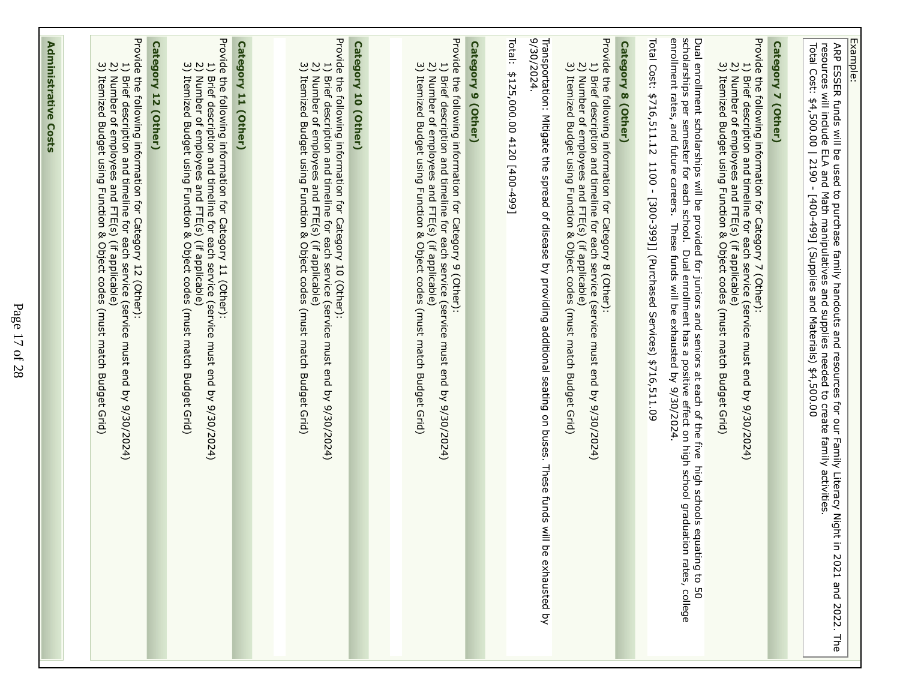Example:
ARP ESSER funds will be used to purchase family handouts and resources for our Family Literacy Night in 2021 and 2022. The resources will include ELA and Math manipulatives and supplies needed to create family activities.
Total Cost: $4,500.00 | 2190 - [400-499] (Supplies and Materials) $4,500.00

### Category 7 (Other)

Provide the following information for Category 7 (Other):
1) Brief description and timeline for each service (service must end by 9/30/2024)
2) Number of employees and FTE(s) (if applicable)
3) Itemized Budget using Function & Object codes (must match Budget Grid)

Dual enrollment scholarships will be provided for juniors and seniors at each of the five high schools equating to 50 scholarships per semester for each school. Dual enrollment has a positive effect on high school graduation rates, college enrollment rates, and future careers. These funds will be exhausted by 9/30/2024.

Total Cost: $716,511.12 1100 - [300-399]] (Purchased Services) $716,511.09

### Category 8 (Other)

Provide the following information for Category 8 (Other):
1) Brief description and timeline for each service (service must end by 9/30/2024)
2) Number of employees and FTE(s) (if applicable)
3) Itemized Budget using Function & Object codes (must match Budget Grid)

Transportation: Mitigate the spread of disease by providing additional seating on buses. These funds will be exhausted by 9/30/2024.

Total: $125,000.00 4120 [400-499]

### Category 9 (Other)

Provide the following information for Category 9 (Other):
1) Brief description and timeline for each service (service must end by 9/30/2024)
2) Number of employees and FTE(s) (if applicable)
3) Itemized Budget using Function & Object codes (must match Budget Grid)

### Category 10 (Other)

Provide the following information for Category 10 (Other):
1) Brief description and timeline for each service (service must end by 9/30/2024)
2) Number of employees and FTE(s) (if applicable)
3) Itemized Budget using Function & Object codes (must match Budget Grid)

### Category 11 (Other)

Provide the following information for Category 11 (Other):
1) Brief description and timeline for each service (service must end by 9/30/2024)
2) Number of employees and FTE(s) (if applicable)
3) Itemized Budget using Function & Object codes (must match Budget Grid)

### Category 12 (Other)

Provide the following information for Category 12 (Other):
1) Brief description and timeline for each service (service must end by 9/30/2024)
2) Number of employees and FTE(s) (if applicable)
3) Itemized Budget using Function & Object codes (must match Budget Grid)

### Administrative Costs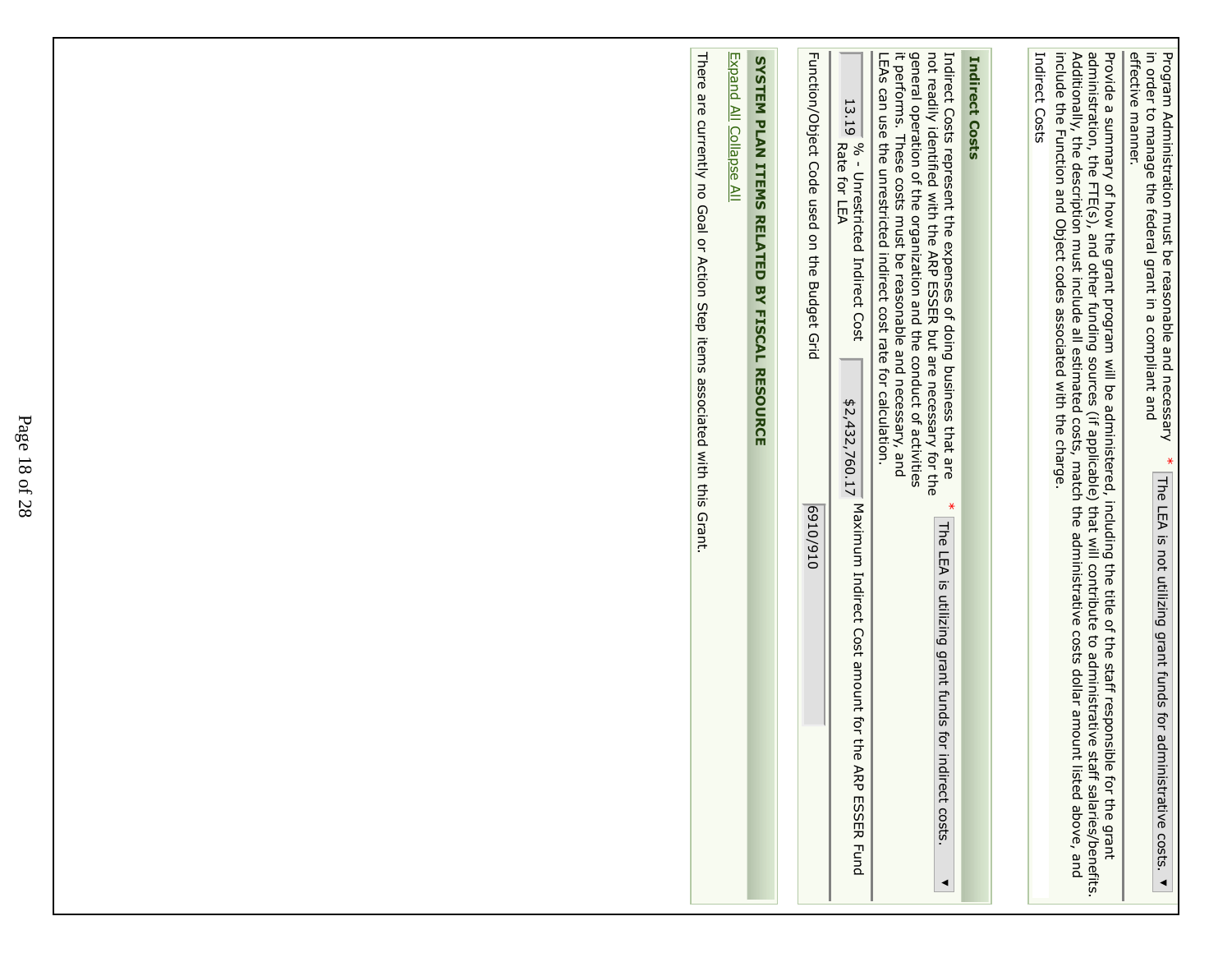Program Administration must be reasonable and necessary in order to manage the federal grant in a compliant and effective manner. * The LEA is not utilizing grant funds for administrative costs.

Provide a summary of how the grant program will be administered, including the title of the staff responsible for the grant administration, the FTE(s), and other funding sources (if applicable) that will contribute to administrative staff salaries/benefits. Additionally, the description must include all estimated costs, match the administrative costs dollar amount listed above, and include the Function and Object codes associated with the charge.

Indirect Costs

## Indirect Costs

Indirect Costs represent the expenses of doing business that are not readily identified with the ARP ESSER but are necessary for the general operation of the organization and the conduct of activities it performs. These costs must be reasonable and necessary, and LEAs can use the unrestricted indirect cost rate for calculation. * The LEA is utilizing grant funds for indirect costs.

13.19 % - Unrestricted Indirect Cost Rate for LEA

$2,432,760.17 Maximum Indirect Cost amount for the ARP ESSER Fund

Function/Object Code used on the Budget Grid 6910/910

## SYSTEM PLAN ITEMS RELATED BY FISCAL RESOURCE

Expand All Collapse All

There are currently no Goal or Action Step items associated with this Grant.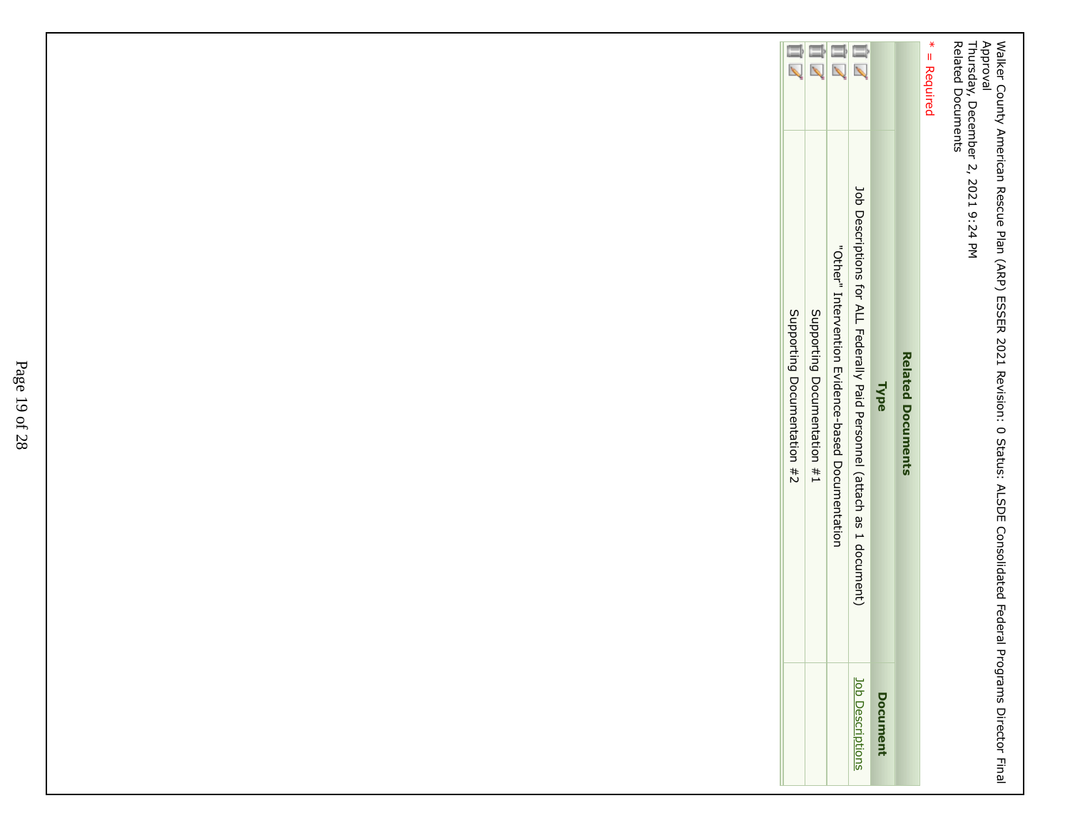Walker County American Rescue Plan (ARP) ESSER 2021 Revision: 0 Status: ALSDE Consolidated Federal Programs Director Final Approval
Thursday, December 2, 2021 9:24 PM
Related Documents

* = Required

**Related Documents**

| | Type | Document |
|---|---|---|
| | Job Descriptions for ALL Federally Paid Personnel (attach as 1 document) | Job Descriptions |
| | "Other" Intervention Evidence-based Documentation | |
| | Supporting Documentation #1 | |
| | Supporting Documentation #2 | |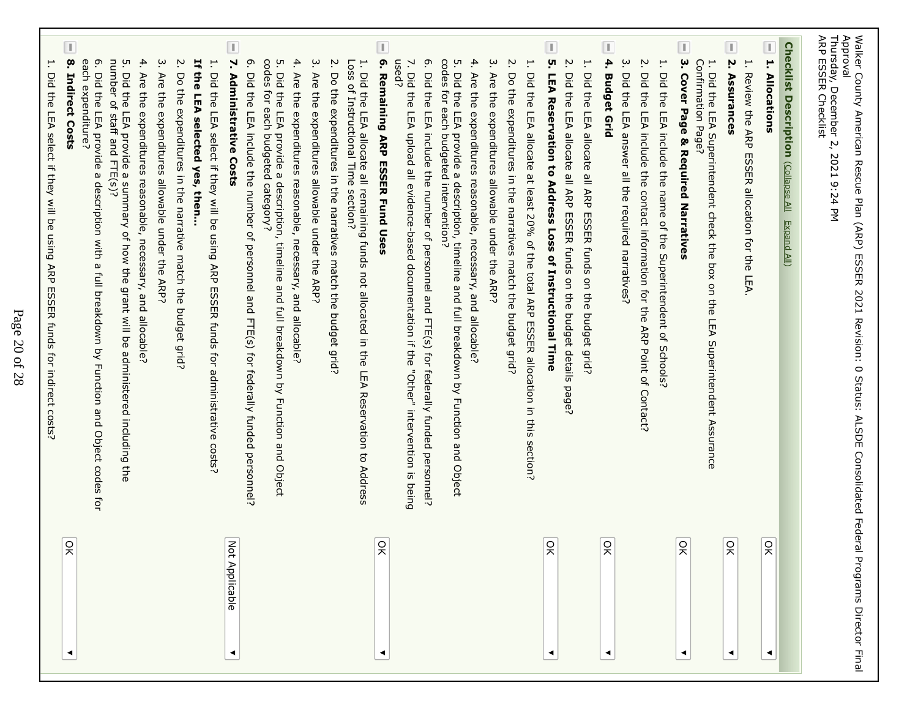Walker County American Rescue Plan (ARP) ESSER 2021 Revision: 0 Status: ALSDE Consolidated Federal Programs Director Final Approval
Thursday, December 2, 2021 9:24 PM
ARP ESSER Checklist

**Checklist Description** (Collapse All Expand All)

**1. Allocations** — OK

1. Review the ARP ESSER allocation for the LEA.

**2. Assurances** — OK

1. Did the LEA Superintendent check the box on the LEA Superintendent Assurance Confirmation Page?

**3. Cover Page & Required Narratives** — OK

1. Did the LEA include the name of the Superintendent of Schools?
2. Did the LEA include the contact information for the ARP Point of Contact?
3. Did the LEA answer all the required narratives?

**4. Budget Grid** — OK

1. Did the LEA allocate all ARP ESSER funds on the budget grid?
2. Did the LEA allocate all ARP ESSER funds on the budget details page?

**5. LEA Reservation to Address Loss of Instructional Time** — OK

1. Did the LEA allocate at least 20% of the total ARP ESSER allocation in this section?
2. Do the expenditures in the narratives match the budget grid?
3. Are the expenditures allowable under the ARP?
4. Are the expenditures reasonable, necessary, and allocable?
5. Did the LEA provide a description, timeline and full breakdown by Function and Object codes for each budgeted intervention?
6. Did the LEA include the number of personnel and FTE(s) for federally funded personnel?
7. Did the LEA upload all evidence-based documentation if the "Other" intervention is being used?

**6. Remaining ARP ESSER Fund Uses** — OK

1. Did the LEA allocate all remaining funds not allocated in the LEA Reservation to Address Loss of Instructional Time section?
2. Do the expenditures in the narratives match the budget grid?
3. Are the expenditures allowable under the ARP?
4. Are the expenditures reasonable, necessary, and allocable?
5. Did the LEA provide a description, timeline and full breakdown by Function and Object codes for each budgeted category?
6. Did the LEA include the number of personnel and FTE(s) for federally funded personnel?

**7. Administrative Costs** — Not Applicable

1. Did the LEA select if they will be using ARP ESSER funds for administrative costs?

**If the LEA selected yes, then...**

2. Do the expenditures in the narrative match the budget grid?
3. Are the expenditures allowable under the ARP?
4. Are the expenditures reasonable, necessary, and allocable?
5. Did the LEA provide a summary of how the grant will be administered including the number of staff and FTE(s)?
6. Did the LEA provide a description with a full breakdown by Function and Object codes for each expenditure?

**8. Indirect Costs** — OK

1. Did the LEA select if they will be using ARP ESSER funds for indirect costs?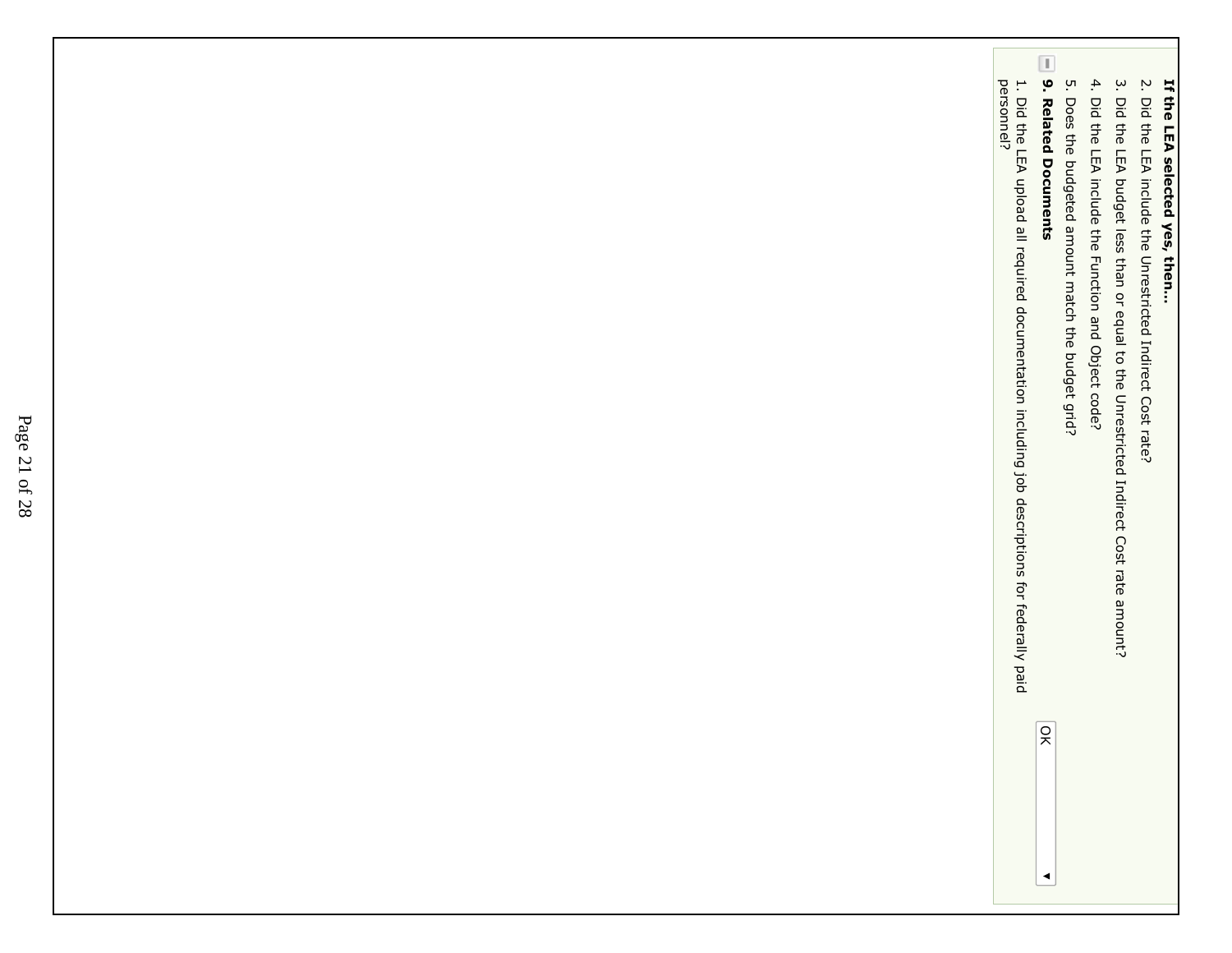**If the LEA selected yes, then...**

2. Did the LEA include the Unrestricted Indirect Cost rate?
3. Did the LEA budget less than or equal to the Unrestricted Indirect Cost rate amount?
4. Did the LEA include the Function and Object code?
5. Does the budgeted amount match the budget grid?

**9. Related Documents**

1. Did the LEA upload all required documentation including job descriptions for federally paid personnel?

OK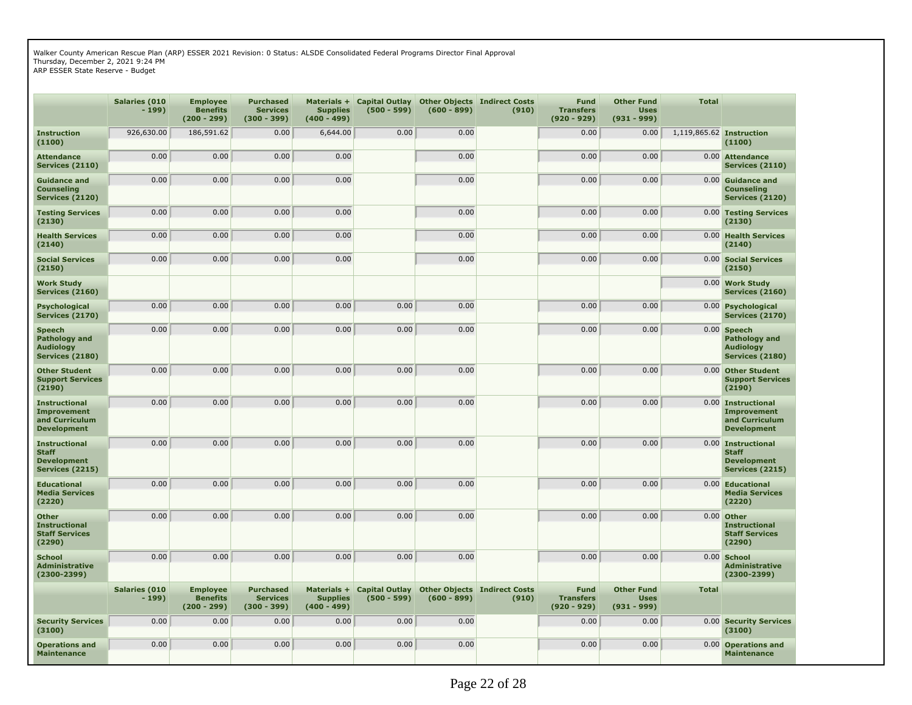Walker County American Rescue Plan (ARP) ESSER 2021 Revision: 0 Status: ALSDE Consolidated Federal Programs Director Final Approval
Thursday, December 2, 2021 9:24 PM
ARP ESSER State Reserve - Budget

| | Salaries (010 - 199) | Employee Benefits (200 - 299) | Purchased Services (300 - 399) | Materials + Supplies (400 - 499) | Capital Outlay (500 - 599) | Other Objects (600 - 899) | Indirect Costs (910) | Fund Transfers (920 - 929) | Other Fund Uses (931 - 999) | Total | |
|---|---|---|---|---|---|---|---|---|---|---|---|
| **Instruction (1100)** | 926,630.00 | 186,591.62 | 0.00 | 6,644.00 | 0.00 | 0.00 | | 0.00 | 0.00 | 1,119,865.62 | **Instruction (1100)** |
| **Attendance Services (2110)** | 0.00 | 0.00 | 0.00 | 0.00 | | 0.00 | | 0.00 | 0.00 | 0.00 | **Attendance Services (2110)** |
| **Guidance and Counseling Services (2120)** | 0.00 | 0.00 | 0.00 | 0.00 | | 0.00 | | 0.00 | 0.00 | 0.00 | **Guidance and Counseling Services (2120)** |
| **Testing Services (2130)** | 0.00 | 0.00 | 0.00 | 0.00 | | 0.00 | | 0.00 | 0.00 | 0.00 | **Testing Services (2130)** |
| **Health Services (2140)** | 0.00 | 0.00 | 0.00 | 0.00 | | 0.00 | | 0.00 | 0.00 | 0.00 | **Health Services (2140)** |
| **Social Services (2150)** | 0.00 | 0.00 | 0.00 | 0.00 | | 0.00 | | 0.00 | 0.00 | 0.00 | **Social Services (2150)** |
| **Work Study Services (2160)** | | | | | | | | | | 0.00 | **Work Study Services (2160)** |
| **Psychological Services (2170)** | 0.00 | 0.00 | 0.00 | 0.00 | 0.00 | 0.00 | | 0.00 | 0.00 | 0.00 | **Psychological Services (2170)** |
| **Speech Pathology and Audiology Services (2180)** | 0.00 | 0.00 | 0.00 | 0.00 | 0.00 | 0.00 | | 0.00 | 0.00 | 0.00 | **Speech Pathology and Audiology Services (2180)** |
| **Other Student Support Services (2190)** | 0.00 | 0.00 | 0.00 | 0.00 | 0.00 | 0.00 | | 0.00 | 0.00 | 0.00 | **Other Student Support Services (2190)** |
| **Instructional Improvement and Curriculum Development** | 0.00 | 0.00 | 0.00 | 0.00 | 0.00 | 0.00 | | 0.00 | 0.00 | 0.00 | **Instructional Improvement and Curriculum Development** |
| **Instructional Staff Development Services (2215)** | 0.00 | 0.00 | 0.00 | 0.00 | 0.00 | 0.00 | | 0.00 | 0.00 | 0.00 | **Instructional Staff Development Services (2215)** |
| **Educational Media Services (2220)** | 0.00 | 0.00 | 0.00 | 0.00 | 0.00 | 0.00 | | 0.00 | 0.00 | 0.00 | **Educational Media Services (2220)** |
| **Other Instructional Staff Services (2290)** | 0.00 | 0.00 | 0.00 | 0.00 | 0.00 | 0.00 | | 0.00 | 0.00 | 0.00 | **Other Instructional Staff Services (2290)** |
| **School Administrative (2300-2399)** | 0.00 | 0.00 | 0.00 | 0.00 | 0.00 | 0.00 | | 0.00 | 0.00 | 0.00 | **School Administrative (2300-2399)** |
| | **Salaries (010 - 199)** | **Employee Benefits (200 - 299)** | **Purchased Services (300 - 399)** | **Materials + Supplies (400 - 499)** | **Capital Outlay (500 - 599)** | **Other Objects (600 - 899)** | **Indirect Costs (910)** | **Fund Transfers (920 - 929)** | **Other Fund Uses (931 - 999)** | **Total** | |
| **Security Services (3100)** | 0.00 | 0.00 | 0.00 | 0.00 | 0.00 | 0.00 | | 0.00 | 0.00 | 0.00 | **Security Services (3100)** |
| **Operations and Maintenance** | 0.00 | 0.00 | 0.00 | 0.00 | 0.00 | 0.00 | | 0.00 | 0.00 | 0.00 | **Operations and Maintenance** |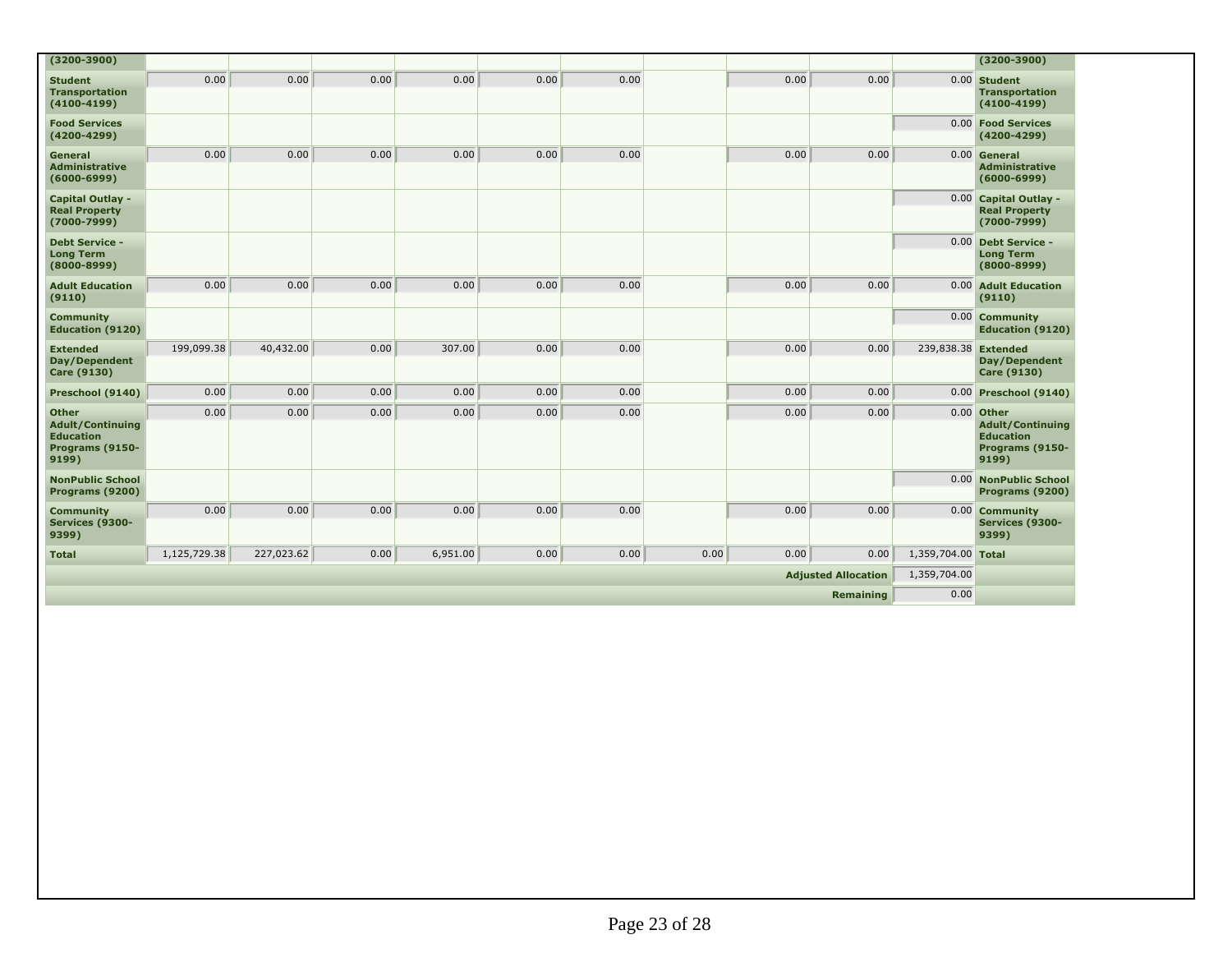| | | | | | | | | | | | |
|---|---|---|---|---|---|---|---|---|---|---|---|
| (3200-3900) | | | | | | | | | | | (3200-3900) |
| Student Transportation (4100-4199) | 0.00 | 0.00 | 0.00 | 0.00 | 0.00 | 0.00 | | 0.00 | 0.00 | 0.00 | Student Transportation (4100-4199) |
| Food Services (4200-4299) | | | | | | | | | | 0.00 | Food Services (4200-4299) |
| General Administrative (6000-6999) | 0.00 | 0.00 | 0.00 | 0.00 | 0.00 | 0.00 | | 0.00 | 0.00 | 0.00 | General Administrative (6000-6999) |
| Capital Outlay - Real Property (7000-7999) | | | | | | | | | | 0.00 | Capital Outlay - Real Property (7000-7999) |
| Debt Service - Long Term (8000-8999) | | | | | | | | | | 0.00 | Debt Service - Long Term (8000-8999) |
| Adult Education (9110) | 0.00 | 0.00 | 0.00 | 0.00 | 0.00 | 0.00 | | 0.00 | 0.00 | 0.00 | Adult Education (9110) |
| Community Education (9120) | | | | | | | | | | 0.00 | Community Education (9120) |
| Extended Day/Dependent Care (9130) | 199,099.38 | 40,432.00 | 0.00 | 307.00 | 0.00 | 0.00 | | 0.00 | 0.00 | 239,838.38 | Extended Day/Dependent Care (9130) |
| Preschool (9140) | 0.00 | 0.00 | 0.00 | 0.00 | 0.00 | 0.00 | | 0.00 | 0.00 | 0.00 | Preschool (9140) |
| Other Adult/Continuing Education Programs (9150-9199) | 0.00 | 0.00 | 0.00 | 0.00 | 0.00 | 0.00 | | 0.00 | 0.00 | 0.00 | Other Adult/Continuing Education Programs (9150-9199) |
| NonPublic School Programs (9200) | | | | | | | | | | 0.00 | NonPublic School Programs (9200) |
| Community Services (9300-9399) | 0.00 | 0.00 | 0.00 | 0.00 | 0.00 | 0.00 | | 0.00 | 0.00 | 0.00 | Community Services (9300-9399) |
| Total | 1,125,729.38 | 227,023.62 | 0.00 | 6,951.00 | 0.00 | 0.00 | 0.00 | 0.00 | 0.00 | 1,359,704.00 | Total |
| | | | | | | | | | Adjusted Allocation | 1,359,704.00 | |
| | | | | | | | | | Remaining | 0.00 | |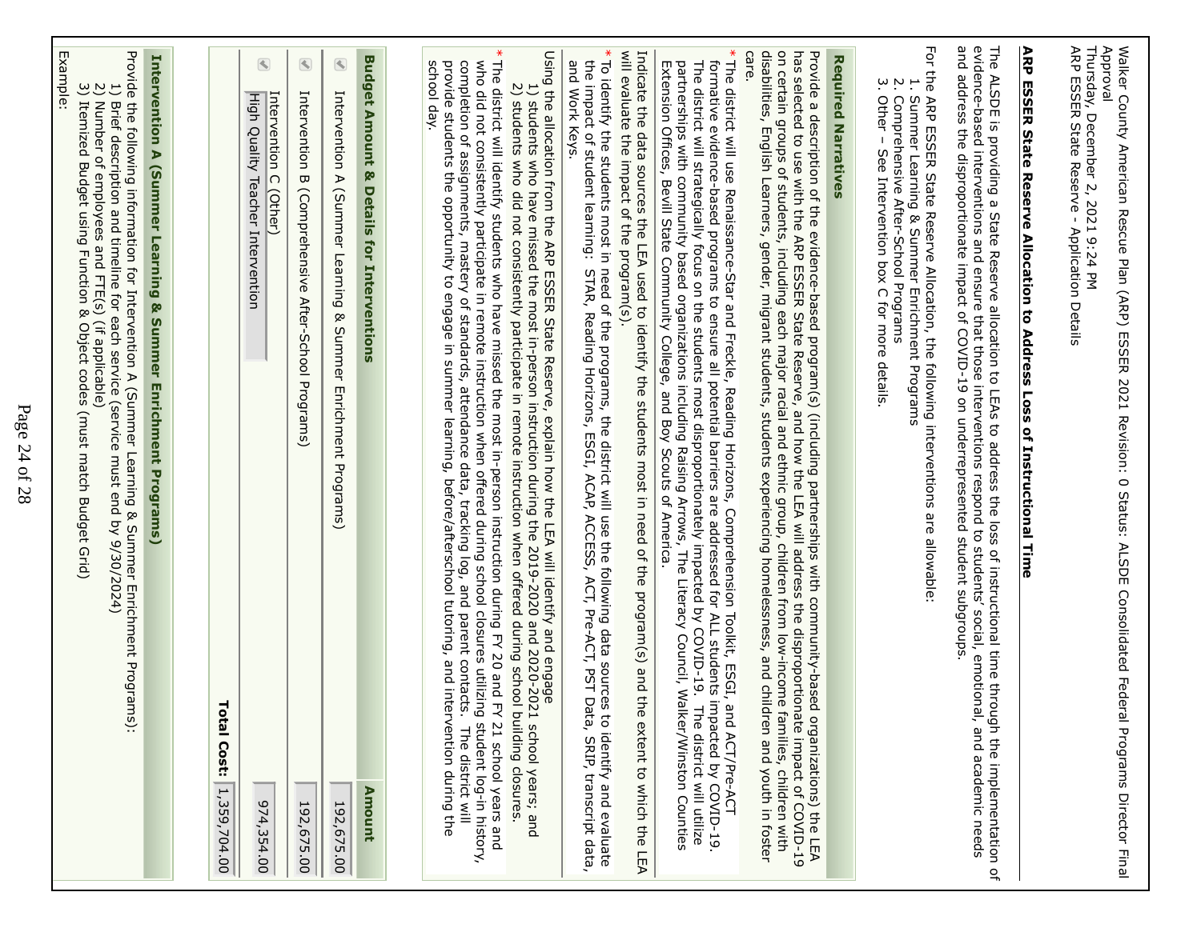Walker County American Rescue Plan (ARP) ESSER 2021 Revision: 0 Status: ALSDE Consolidated Federal Programs Director Final Approval
Thursday, December 2, 2021 9:24 PM
ARP ESSER State Reserve - Application Details

## ARP ESSER State Reserve Allocation to Address Loss of Instructional Time

The ALSDE is providing a State Reserve allocation to LEAs to address the loss of instructional time through the implementation of evidence-based interventions and ensure that those interventions respond to students' social, emotional, and academic needs and address the disproportionate impact of COVID-19 on underrepresented student subgroups.

For the ARP ESSER State Reserve Allocation, the following interventions are allowable:

1. Summer Learning & Summer Enrichment Programs
2. Comprehensive After-School Programs
3. Other – See Intervention box C for more details.

### Required Narratives

Provide a description of the evidence-based program(s) (including partnerships with community-based organizations) the LEA has selected to use with the ARP ESSER State Reserve, and how the LEA will address the disproportionate impact of COVID-19 on certain groups of students, including each major racial and ethnic group, children from low-income families, children with disabilities, English Learners, gender, migrant students, students experiencing homelessness, and children and youth in foster care.

* The district will use Renaissance-Star and Freckle, Reading Horizons, Comprehension Toolkit, ESGI, and ACT/Pre-ACT formative evidence-based programs to ensure all potential barriers are addressed for ALL students impacted by COVID-19. The district will strategically focus on the students most disproportionately impacted by COVID-19. The district will utilize partnerships with community based organizations including Raising Arrows, The Literacy Council, Walker/Winston Counties Extension Offices, Bevill State Community College, and Boy Scouts of America.

Indicate the data sources the LEA used to identify the students most in need of the program(s) and the extent to which the LEA will evaluate the impact of the program(s).

* To identify the students most in need of the programs, the district will use the following data sources to identify and evaluate the impact of student learning: STAR, Reading Horizons, ESGI, ACAP, ACCESS, ACT, Pre-ACT, PST Data, SRIP, transcript data, and Work Keys.

Using the allocation from the ARP ESSER State Reserve, explain how the LEA will identify and engage
 1) students who have missed the most in-person instruction during the 2019-2020 and 2020-2021 school years; and
 2) students who did not consistently participate in remote instruction when offered during school building closures.

* The district will identify students who have missed the most in-person instruction during FY 20 and FY 21 school years and who did not consistently participate in remote instruction when offered during school closures utilizing student log-in history, completion of assignments, mastery of standards, attendance data, tracking log, and parent contacts. The district will provide students the opportunity to engage in summer learning, before/afterschool tutoring, and intervention during the school day.

### Budget Amount & Details for Interventions

| Budget Amount & Details for Interventions | Amount |
|---|---|
| Intervention A (Summer Learning & Summer Enrichment Programs) | 192,675.00 |
| Intervention B (Comprehensive After-School Programs) | 192,675.00 |
| Intervention C (Other) High Quality Teacher Intervention | 974,354.00 |
| **Total Cost:** | 1,359,704.00 |

### Intervention A (Summer Learning & Summer Enrichment Programs)

Provide the following information for Intervention A (Summer Learning & Summer Enrichment Programs):
 1) Brief description and timeline for each service (service must end by 9/30/2024)
 2) Number of employees and FTE(s) (if applicable)
 3) Itemized Budget using Function & Object codes (must match Budget Grid)

Example: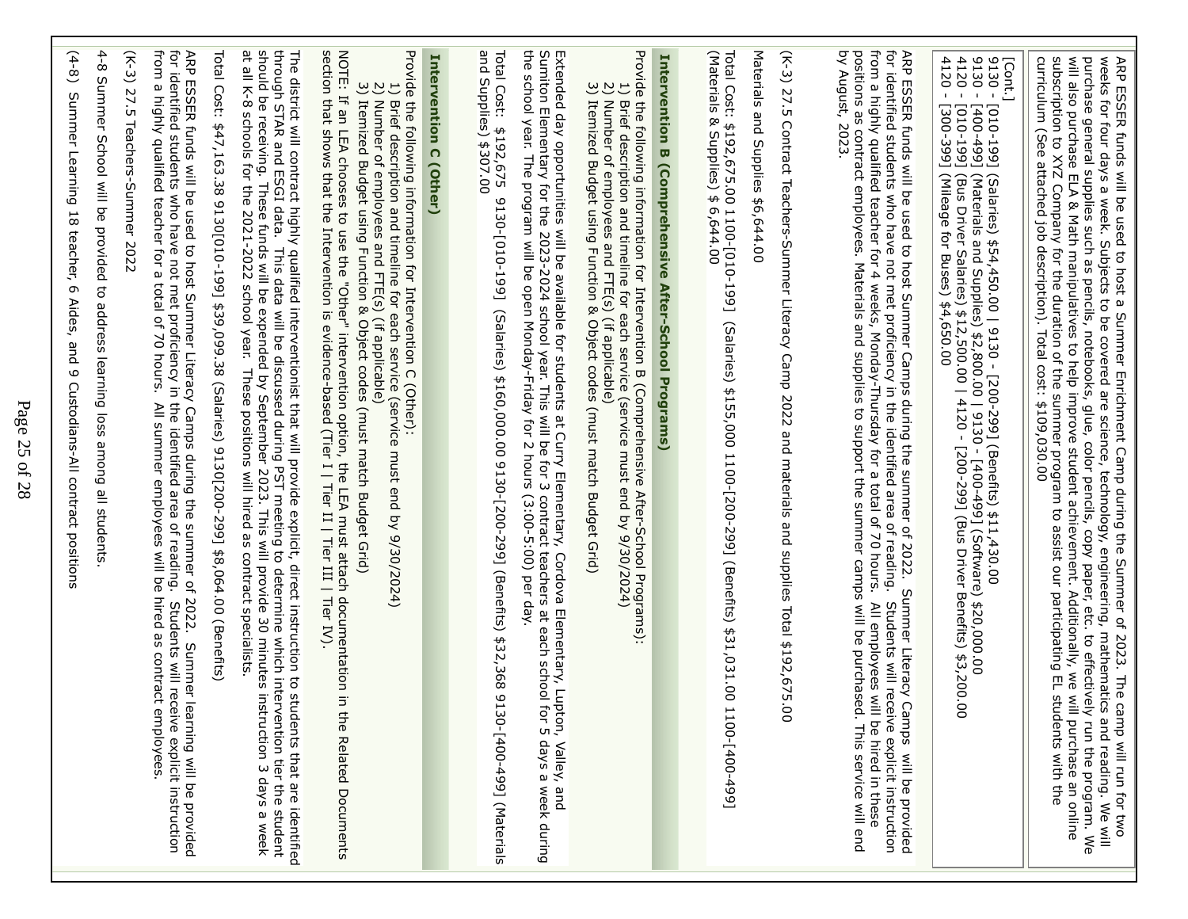ARP ESSER funds will be used to host a Summer Enrichment Camp during the Summer of 2023. The camp will run for two weeks for four days a week. Subjects to be covered are science, technology, engineering, mathematics and reading. We will purchase general supplies such as pencils, notebooks, glue, color pencils, copy paper, etc. to effectively run the program. We will also purchase ELA & Math manipulatives to help improve student achievement. Additionally, we will purchase an online subscription to XYZ Company for the duration of the summer program to assist our participating EL students with the curriculum (See attached job description). Total cost: $109,030.00

[Cont.]
9130 - [010-199] (Salaries) $54,450.00 | 9130 - [200-299] (Benefits) $11,430.00
9130 - [400-499] (Materials and Supplies) $2,800.00 | 9130 - [400-499] (Software) $20,000.00
4120 - [010-199] (Bus Driver Salaries) $12,500.00 | 4120 - [200-299] (Bus Driver Benefits) $3,200.00
4120 - [300-399] (Mileage for Buses) $4,650.00

ARP ESSER funds will be used to host Summer Camps during the summer of 2022. Summer Literacy Camps will be provided for identified students who have not met proficiency in the identified area of reading. Students will receive explicit instruction from a highly qualified teacher for 4 weeks, Monday-Thursday for a total of 70 hours. All employees will be hired in these positions as contract employees. Materials and supplies to support the summer camps will be purchased. This service will end by August, 2023.

(K-3) 27.5 Contract Teachers-Summer Literacy Camp 2022 and materials and supplies Total $192,675.00

Materials and Supplies $6,644.00

Total Cost: $192,675.00 1100-[010-199] (Salaries) $155,000 1100-[200-299] (Benefits) $31,031.00 1100-[400-499] (Materials & Supplies) $ 6,644.00

## Intervention B (Comprehensive After-School Programs)

Provide the following information for Intervention B (Comprehensive After-School Programs):
1) Brief description and timeline for each service (service must end by 9/30/2024)
2) Number of employees and FTE(s) (if applicable)
3) Itemized Budget using Function & Object codes (must match Budget Grid)

Extended day opportunities will be available for students at Curry Elementary, Cordova Elementary, Lupton, Valley, and Sumiton Elementary for the 2023-2024 school year. This will be for 3 contract teachers at each school for 5 days a week during the school year. The program will be open Monday-Friday for 2 hours (3:00-5:00) per day.

Total Cost: $192,675 9130-[010-199] (Salaries) $160,000.00 9130-[200-299] (Benefits) $32,368 9130-[400-499] (Materials and Supplies) $307.00

## Intervention C (Other)

Provide the following information for Intervention C (Other):
1) Brief description and timeline for each service (service must end by 9/30/2024)
2) Number of employees and FTE(s) (if applicable)
3) Itemized Budget using Function & Object codes (must match Budget Grid)

NOTE: If an LEA chooses to use the "Other" intervention option, the LEA must attach documentation in the Related Documents section that shows that the Intervention is evidence-based (Tier I | Tier II | Tier III | Tier IV).

The district will contract highly qualified interventionist that will provide explicit, direct instruction to students that are identified through STAR and ESGI data. This data will be discussed during PST meeting to determine which intervention tier the student should be receiving. These funds will be expended by September 2023. This will provide 30 minutes instruction 3 days a week at all K-8 schools for the 2021-2022 school year. These positions will hired as contract specialists.

Total Cost: $47,163.38 9130[010-199] $39,099.38 (Salaries) 9130[200-299] $8,064.00 (Benefits)

ARP ESSER funds will be used to host Summer Literacy Camps during the summer of 2022. Summer learning will be provided for identified students who have not met proficiency in the identified area of reading. Students will receive explicit instruction from a highly qualified teacher for a total of 70 hours. All summer employees will be hired as contract employees.

(K-3) 27.5 Teachers-Summer 2022

4-8 Summer School will be provided to address learning loss among all students.

(4-8) Summer Learning 18 teacher, 6 Aides, and 9 Custodians-All contract positions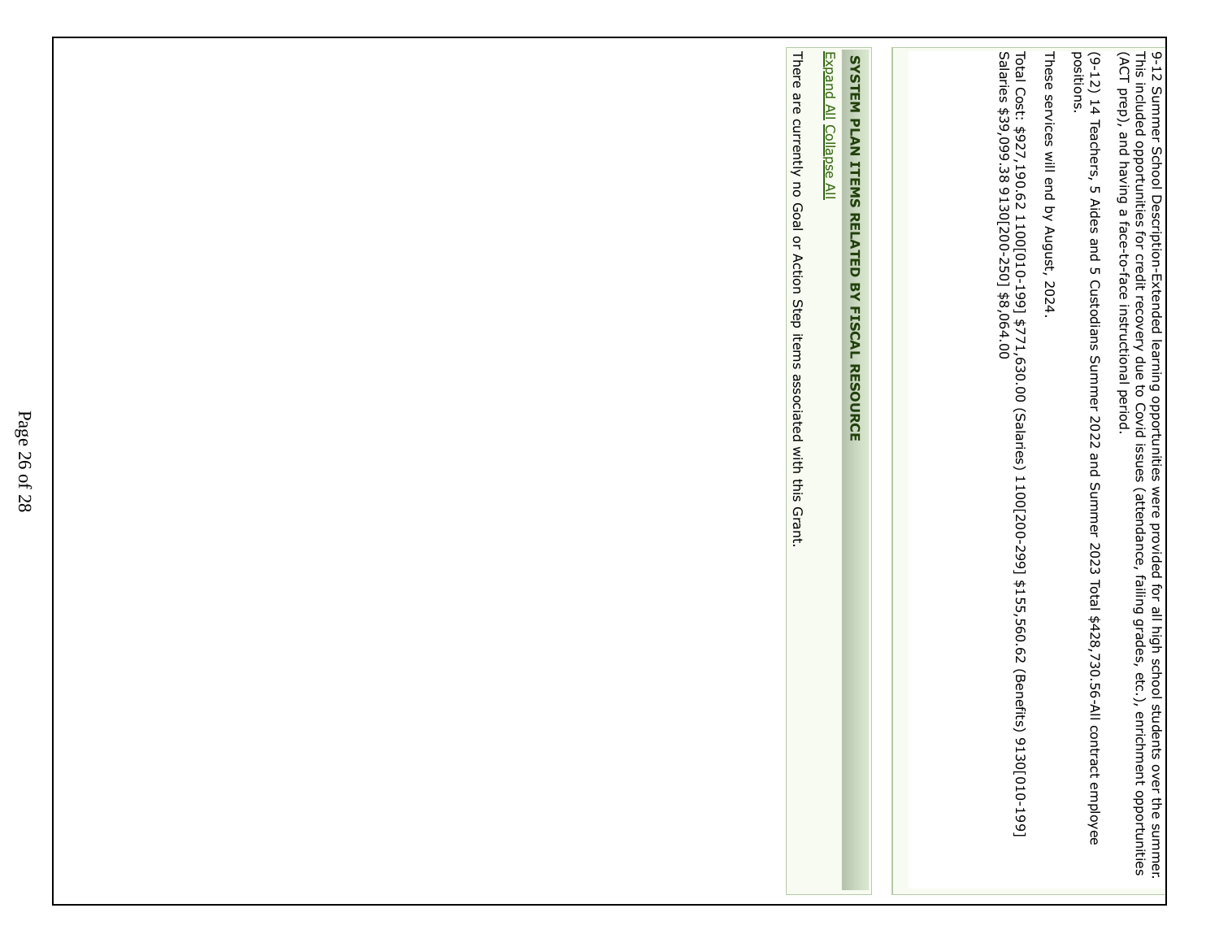9-12 Summer School Description-Extended learning opportunities were provided for all high school students over the summer. This included opportunities for credit recovery due to Covid issues (attendance, failing grades, etc.), enrichment opportunities (ACT prep), and having a face-to-face instructional period.

(9-12) 14 Teachers, 5 Aides and 5 Custodians Summer 2022 and Summer 2023 Total $428,730.56-All contract employee positions.

These services will end by August, 2024.

Total Cost: $927,190.62 1100[010-199] $771,630.00 (Salaries) 1100[200-299] $155,560.62 (Benefits) 9130[010-199] Salaries $39,099.38 9130[200-250] $8,064.00

## SYSTEM PLAN ITEMS RELATED BY FISCAL RESOURCE

Expand All Collapse All

There are currently no Goal or Action Step items associated with this Grant.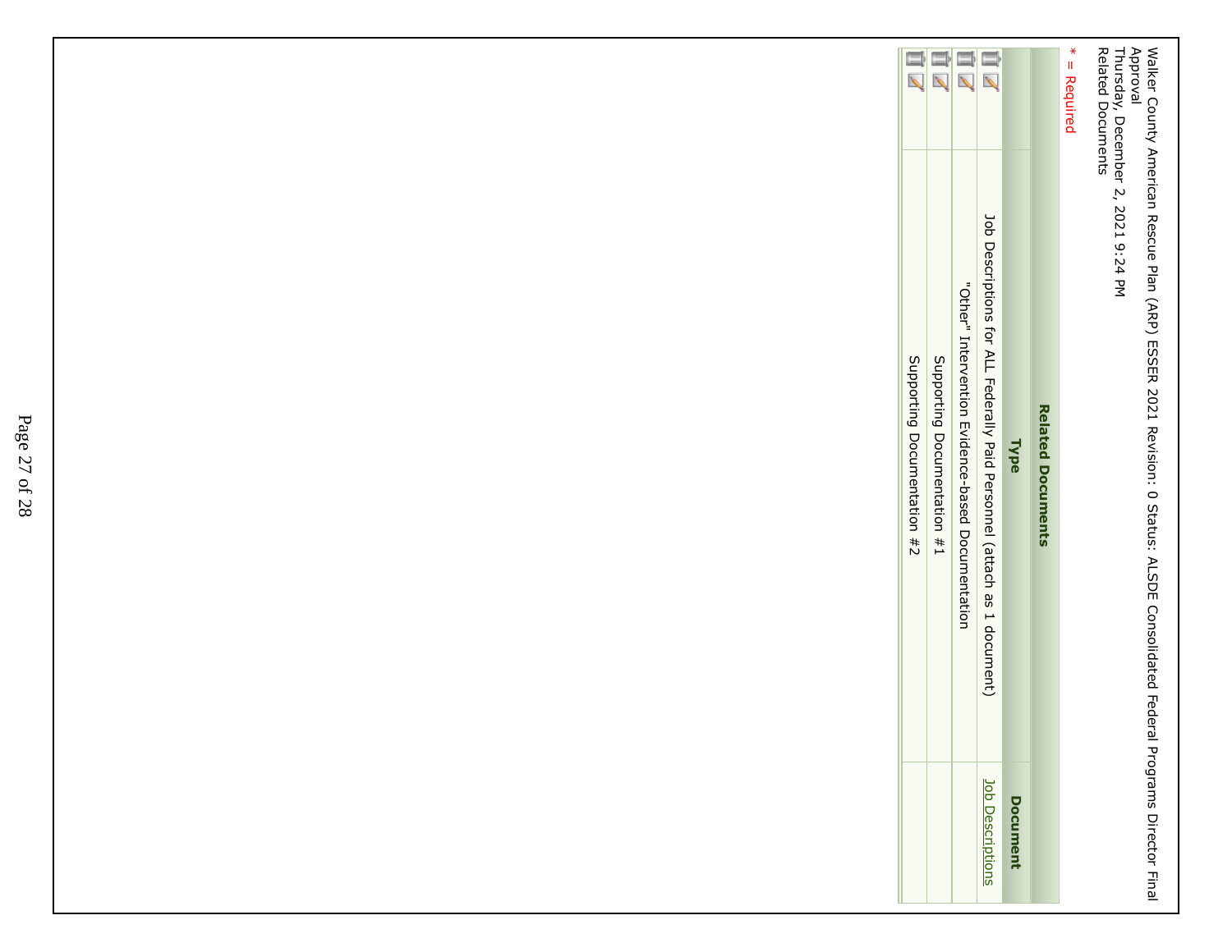Walker County American Rescue Plan (ARP) ESSER 2021 Revision: 0 Status: ALSDE Consolidated Federal Programs Director Final Approval
Thursday, December 2, 2021 9:24 PM
Related Documents

* = Required

| Related Documents | | |
|---|---|---|
| | **Type** | **Document** |
| | Job Descriptions for ALL Federally Paid Personnel (attach as 1 document) | Job Descriptions |
| | "Other" Intervention Evidence-based Documentation | |
| | Supporting Documentation #1 | |
| | Supporting Documentation #2 | |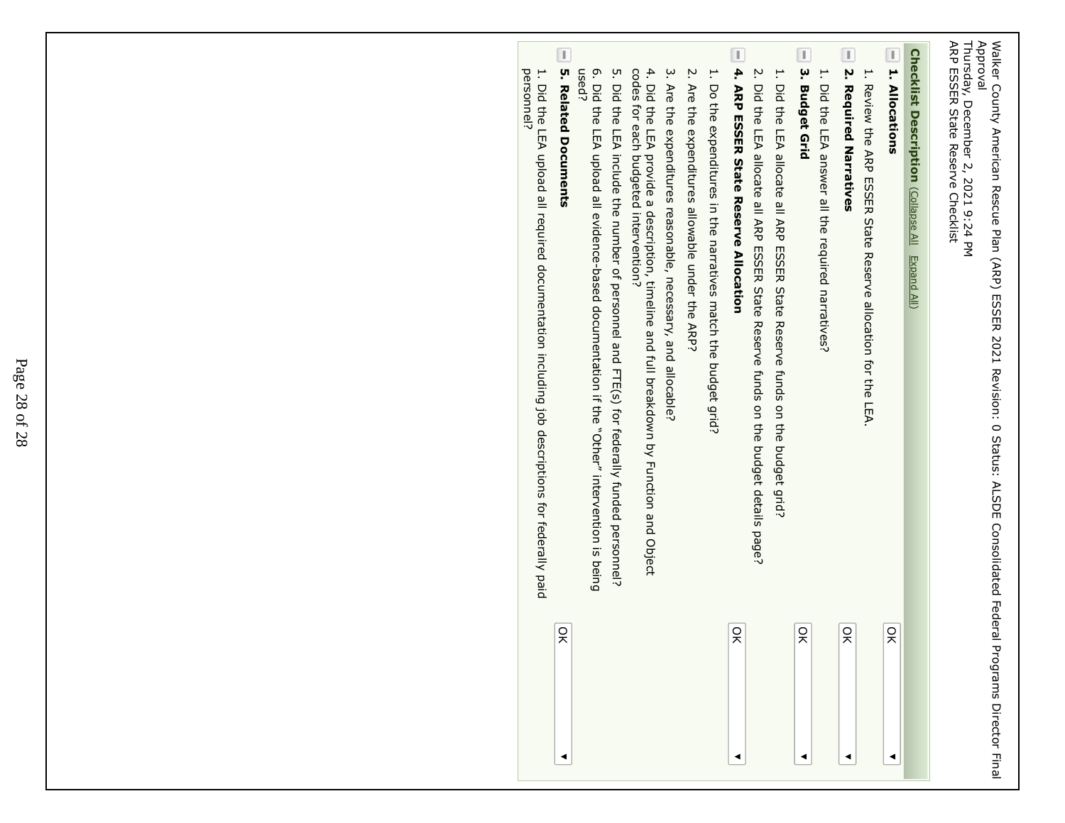Walker County American Rescue Plan (ARP) ESSER 2021 Revision: 0 Status: ALSDE Consolidated Federal Programs Director Final Approval
Thursday, December 2, 2021 9:24 PM
ARP ESSER State Reserve Checklist

**Checklist Description** (Collapse All Expand All)

**1. Allocations** — OK

1. Review the ARP ESSER State Reserve allocation for the LEA.

**2. Required Narratives** — OK

1. Did the LEA answer all the required narratives?

**3. Budget Grid** — OK

1. Did the LEA allocate all ARP ESSER State Reserve funds on the budget grid?
2. Did the LEA allocate all ARP ESSER State Reserve funds on the budget details page?

**4. ARP ESSER State Reserve Allocation** — OK

1. Do the expenditures in the narratives match the budget grid?
2. Are the expenditures allowable under the ARP?
3. Are the expenditures reasonable, necessary, and allocable?
4. Did the LEA provide a description, timeline and full breakdown by Function and Object codes for each budgeted intervention?
5. Did the LEA include the number of personnel and FTE(s) for federally funded personnel?
6. Did the LEA upload all evidence-based documentation if the "Other" intervention is being used?

**5. Related Documents** — OK

1. Did the LEA upload all required documentation including job descriptions for federally paid personnel?